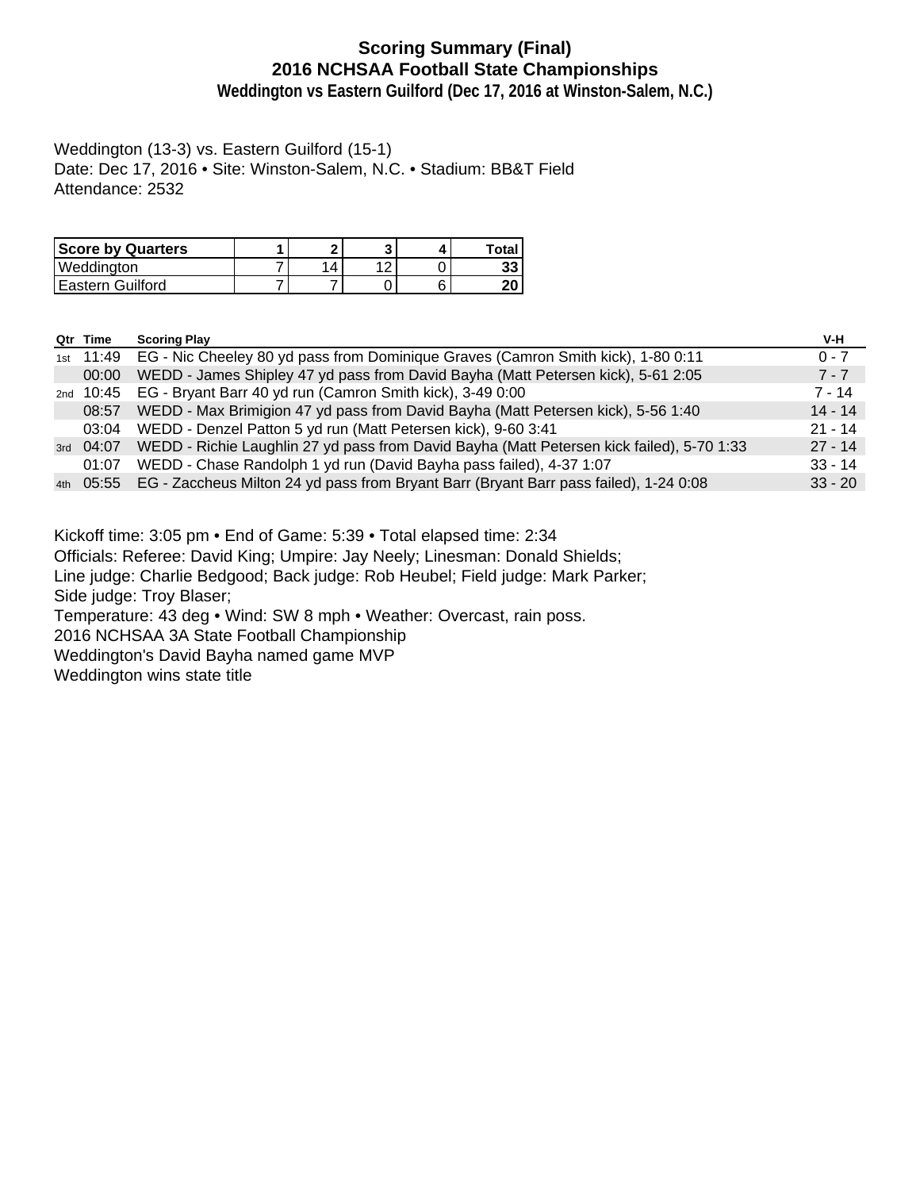# Scoring Summary (Final)
## 2016 NCHSAA Football State Championships
### Weddington vs Eastern Guilford (Dec 17, 2016 at Winston-Salem, N.C.)

Weddington (13-3) vs. Eastern Guilford (15-1)
Date: Dec 17, 2016 • Site: Winston-Salem, N.C. • Stadium: BB&T Field
Attendance: 2532

| Score by Quarters | 1 | 2 | 3 | 4 | Total |
|---|---|---|---|---|---|
| Weddington | 7 | 14 | 12 | 0 | **33** |
| Eastern Guilford | 7 | 7 | 0 | 6 | **20** |

| Qtr | Time | Scoring Play | V-H |
|---|---|---|---|
| 1st | 11:49 | EG - Nic Cheeley 80 yd pass from Dominique Graves (Camron Smith kick), 1-80 0:11 | 0 - 7 |
| | 00:00 | WEDD - James Shipley 47 yd pass from David Bayha (Matt Petersen kick), 5-61 2:05 | 7 - 7 |
| 2nd | 10:45 | EG - Bryant Barr 40 yd run (Camron Smith kick), 3-49 0:00 | 7 - 14 |
| | 08:57 | WEDD - Max Brimigion 47 yd pass from David Bayha (Matt Petersen kick), 5-56 1:40 | 14 - 14 |
| | 03:04 | WEDD - Denzel Patton 5 yd run (Matt Petersen kick), 9-60 3:41 | 21 - 14 |
| 3rd | 04:07 | WEDD - Richie Laughlin 27 yd pass from David Bayha (Matt Petersen kick failed), 5-70 1:33 | 27 - 14 |
| | 01:07 | WEDD - Chase Randolph 1 yd run (David Bayha pass failed), 4-37 1:07 | 33 - 14 |
| 4th | 05:55 | EG - Zaccheus Milton 24 yd pass from Bryant Barr (Bryant Barr pass failed), 1-24 0:08 | 33 - 20 |

Kickoff time: 3:05 pm • End of Game: 5:39 • Total elapsed time: 2:34
Officials: Referee: David King; Umpire: Jay Neely; Linesman: Donald Shields;
Line judge: Charlie Bedgood; Back judge: Rob Heubel; Field judge: Mark Parker;
Side judge: Troy Blaser;
Temperature: 43 deg • Wind: SW 8 mph • Weather: Overcast, rain poss.
2016 NCHSAA 3A State Football Championship
Weddington's David Bayha named game MVP
Weddington wins state title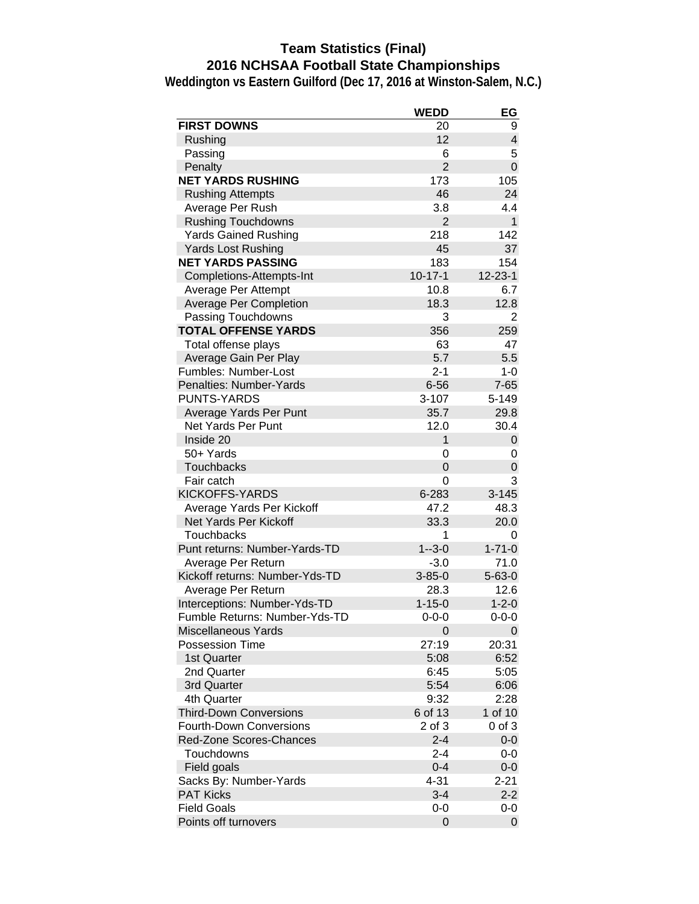# Team Statistics (Final)

## 2016 NCHSAA Football State Championships

### Weddington vs Eastern Guilford (Dec 17, 2016 at Winston-Salem, N.C.)

| | WEDD | EG |
|---|---|---|
| **FIRST DOWNS** | 20 | 9 |
| Rushing | 12 | 4 |
| Passing | 6 | 5 |
| Penalty | 2 | 0 |
| **NET YARDS RUSHING** | 173 | 105 |
| Rushing Attempts | 46 | 24 |
| Average Per Rush | 3.8 | 4.4 |
| Rushing Touchdowns | 2 | 1 |
| Yards Gained Rushing | 218 | 142 |
| Yards Lost Rushing | 45 | 37 |
| **NET YARDS PASSING** | 183 | 154 |
| Completions-Attempts-Int | 10-17-1 | 12-23-1 |
| Average Per Attempt | 10.8 | 6.7 |
| Average Per Completion | 18.3 | 12.8 |
| Passing Touchdowns | 3 | 2 |
| **TOTAL OFFENSE YARDS** | 356 | 259 |
| Total offense plays | 63 | 47 |
| Average Gain Per Play | 5.7 | 5.5 |
| Fumbles: Number-Lost | 2-1 | 1-0 |
| Penalties: Number-Yards | 6-56 | 7-65 |
| PUNTS-YARDS | 3-107 | 5-149 |
| Average Yards Per Punt | 35.7 | 29.8 |
| Net Yards Per Punt | 12.0 | 30.4 |
| Inside 20 | 1 | 0 |
| 50+ Yards | 0 | 0 |
| Touchbacks | 0 | 0 |
| Fair catch | 0 | 3 |
| KICKOFFS-YARDS | 6-283 | 3-145 |
| Average Yards Per Kickoff | 47.2 | 48.3 |
| Net Yards Per Kickoff | 33.3 | 20.0 |
| Touchbacks | 1 | 0 |
| Punt returns: Number-Yards-TD | 1--3-0 | 1-71-0 |
| Average Per Return | -3.0 | 71.0 |
| Kickoff returns: Number-Yds-TD | 3-85-0 | 5-63-0 |
| Average Per Return | 28.3 | 12.6 |
| Interceptions: Number-Yds-TD | 1-15-0 | 1-2-0 |
| Fumble Returns: Number-Yds-TD | 0-0-0 | 0-0-0 |
| Miscellaneous Yards | 0 | 0 |
| Possession Time | 27:19 | 20:31 |
| 1st Quarter | 5:08 | 6:52 |
| 2nd Quarter | 6:45 | 5:05 |
| 3rd Quarter | 5:54 | 6:06 |
| 4th Quarter | 9:32 | 2:28 |
| Third-Down Conversions | 6 of 13 | 1 of 10 |
| Fourth-Down Conversions | 2 of 3 | 0 of 3 |
| Red-Zone Scores-Chances | 2-4 | 0-0 |
| Touchdowns | 2-4 | 0-0 |
| Field goals | 0-4 | 0-0 |
| Sacks By: Number-Yards | 4-31 | 2-21 |
| PAT Kicks | 3-4 | 2-2 |
| Field Goals | 0-0 | 0-0 |
| Points off turnovers | 0 | 0 |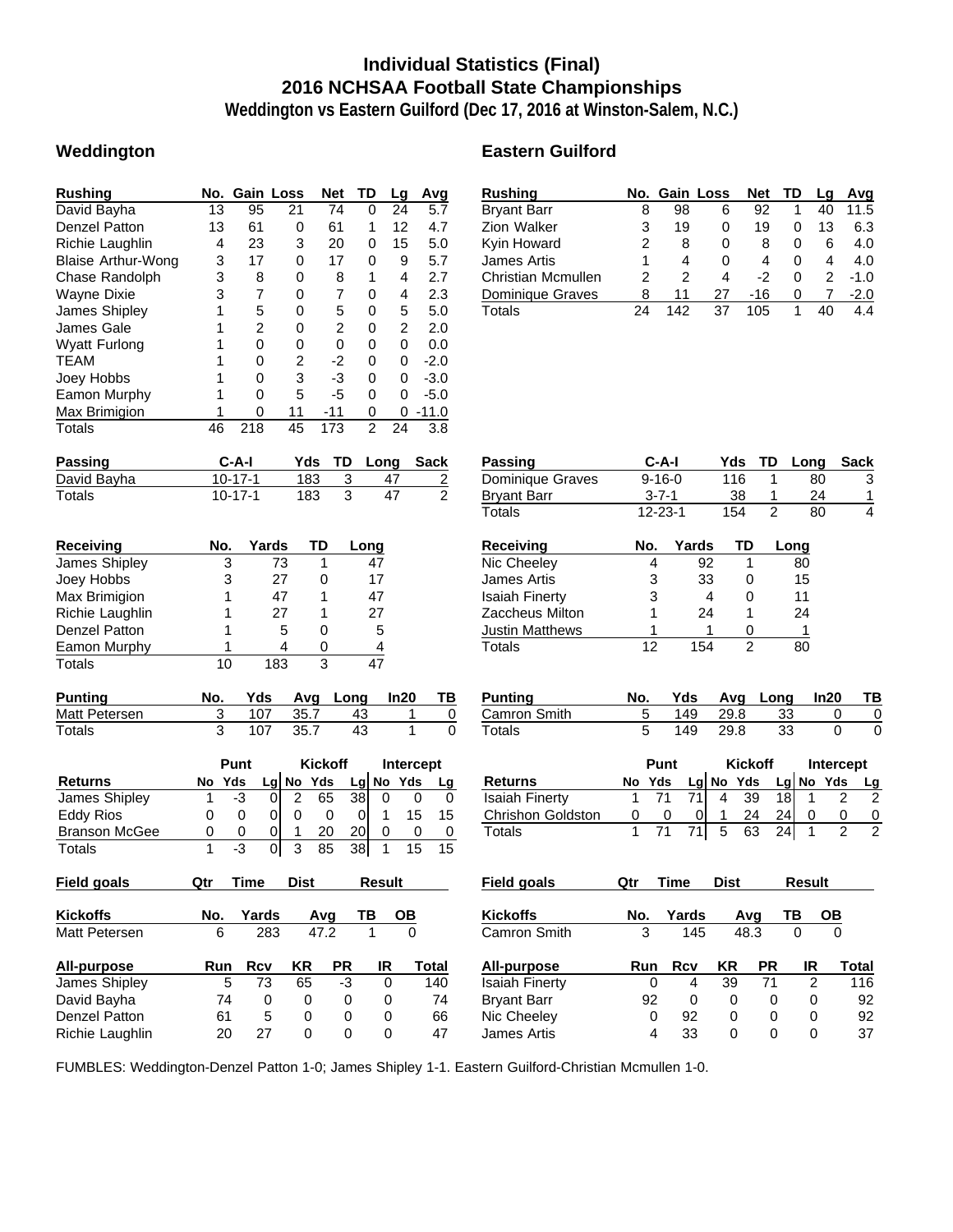# Individual Statistics (Final)
## 2016 NCHSAA Football State Championships
### Weddington vs Eastern Guilford (Dec 17, 2016 at Winston-Salem, N.C.)

## Weddington

| Rushing | No. | Gain | Loss | Net | TD | Lg | Avg |
|---|---|---|---|---|---|---|---|
| David Bayha | 13 | 95 | 21 | 74 | 0 | 24 | 5.7 |
| Denzel Patton | 13 | 61 | 0 | 61 | 1 | 12 | 4.7 |
| Richie Laughlin | 4 | 23 | 3 | 20 | 0 | 15 | 5.0 |
| Blaise Arthur-Wong | 3 | 17 | 0 | 17 | 0 | 9 | 5.7 |
| Chase Randolph | 3 | 8 | 0 | 8 | 1 | 4 | 2.7 |
| Wayne Dixie | 3 | 7 | 0 | 7 | 0 | 4 | 2.3 |
| James Shipley | 1 | 5 | 0 | 5 | 0 | 5 | 5.0 |
| James Gale | 1 | 2 | 0 | 2 | 0 | 2 | 2.0 |
| Wyatt Furlong | 1 | 0 | 0 | 0 | 0 | 0 | 0.0 |
| TEAM | 1 | 0 | 2 | -2 | 0 | 0 | -2.0 |
| Joey Hobbs | 1 | 0 | 3 | -3 | 0 | 0 | -3.0 |
| Eamon Murphy | 1 | 0 | 5 | -5 | 0 | 0 | -5.0 |
| Max Brimigion | 1 | 0 | 11 | -11 | 0 | 0 | -11.0 |
| Totals | 46 | 218 | 45 | 173 | 2 | 24 | 3.8 |

| Passing | C-A-I | Yds | TD | Long | Sack |
|---|---|---|---|---|---|
| David Bayha | 10-17-1 | 183 | 3 | 47 | 2 |
| Totals | 10-17-1 | 183 | 3 | 47 | 2 |

| Receiving | No. | Yards | TD | Long |
|---|---|---|---|---|
| James Shipley | 3 | 73 | 1 | 47 |
| Joey Hobbs | 3 | 27 | 0 | 17 |
| Max Brimigion | 1 | 47 | 1 | 47 |
| Richie Laughlin | 1 | 27 | 1 | 27 |
| Denzel Patton | 1 | 5 | 0 | 5 |
| Eamon Murphy | 1 | 4 | 0 | 4 |
| Totals | 10 | 183 | 3 | 47 |

| Punting | No. | Yds | Avg | Long | In20 | TB |
|---|---|---|---|---|---|---|
| Matt Petersen | 3 | 107 | 35.7 | 43 | 1 | 0 |
| Totals | 3 | 107 | 35.7 | 43 | 1 | 0 |

| | Punt | | | Kickoff | | | Intercept | | |
|---|---|---|---|---|---|---|---|---|---|
| Returns | No | Yds | Lg | No | Yds | Lg | No | Yds | Lg |
| James Shipley | 1 | -3 | 0 | 2 | 65 | 38 | 0 | 0 | 0 |
| Eddy Rios | 0 | 0 | 0 | 0 | 0 | 0 | 1 | 15 | 15 |
| Branson McGee | 0 | 0 | 0 | 1 | 20 | 20 | 0 | 0 | 0 |
| Totals | 1 | -3 | 0 | 3 | 85 | 38 | 1 | 15 | 15 |

| Field goals | Qtr | Time | Dist | Result |
|---|---|---|---|---|

| Kickoffs | No. | Yards | Avg | TB | OB |
|---|---|---|---|---|---|
| Matt Petersen | 6 | 283 | 47.2 | 1 | 0 |

| All-purpose | Run | Rcv | KR | PR | IR | Total |
|---|---|---|---|---|---|---|
| James Shipley | 5 | 73 | 65 | -3 | 0 | 140 |
| David Bayha | 74 | 0 | 0 | 0 | 0 | 74 |
| Denzel Patton | 61 | 5 | 0 | 0 | 0 | 66 |
| Richie Laughlin | 20 | 27 | 0 | 0 | 0 | 47 |

## Eastern Guilford

| Rushing | No. | Gain | Loss | Net | TD | Lg | Avg |
|---|---|---|---|---|---|---|---|
| Bryant Barr | 8 | 98 | 6 | 92 | 1 | 40 | 11.5 |
| Zion Walker | 3 | 19 | 0 | 19 | 0 | 13 | 6.3 |
| Kyin Howard | 2 | 8 | 0 | 8 | 0 | 6 | 4.0 |
| James Artis | 1 | 4 | 0 | 4 | 0 | 4 | 4.0 |
| Christian Mcmullen | 2 | 2 | 4 | -2 | 0 | 2 | -1.0 |
| Dominique Graves | 8 | 11 | 27 | -16 | 0 | 7 | -2.0 |
| Totals | 24 | 142 | 37 | 105 | 1 | 40 | 4.4 |

| Passing | C-A-I | Yds | TD | Long | Sack |
|---|---|---|---|---|---|
| Dominique Graves | 9-16-0 | 116 | 1 | 80 | 3 |
| Bryant Barr | 3-7-1 | 38 | 1 | 24 | 1 |
| Totals | 12-23-1 | 154 | 2 | 80 | 4 |

| Receiving | No. | Yards | TD | Long |
|---|---|---|---|---|
| Nic Cheeley | 4 | 92 | 1 | 80 |
| James Artis | 3 | 33 | 0 | 15 |
| Isaiah Finerty | 3 | 4 | 0 | 11 |
| Zaccheus Milton | 1 | 24 | 1 | 24 |
| Justin Matthews | 1 | 1 | 0 | 1 |
| Totals | 12 | 154 | 2 | 80 |

| Punting | No. | Yds | Avg | Long | In20 | TB |
|---|---|---|---|---|---|---|
| Camron Smith | 5 | 149 | 29.8 | 33 | 0 | 0 |
| Totals | 5 | 149 | 29.8 | 33 | 0 | 0 |

| | Punt | | | Kickoff | | | Intercept | | |
|---|---|---|---|---|---|---|---|---|---|
| Returns | No | Yds | Lg | No | Yds | Lg | No | Yds | Lg |
| Isaiah Finerty | 1 | 71 | 71 | 4 | 39 | 18 | 1 | 2 | 2 |
| Chrishon Goldston | 0 | 0 | 0 | 1 | 24 | 24 | 0 | 0 | 0 |
| Totals | 1 | 71 | 71 | 5 | 63 | 24 | 1 | 2 | 2 |

| Field goals | Qtr | Time | Dist | Result |
|---|---|---|---|---|

| Kickoffs | No. | Yards | Avg | TB | OB |
|---|---|---|---|---|---|
| Camron Smith | 3 | 145 | 48.3 | 0 | 0 |

| All-purpose | Run | Rcv | KR | PR | IR | Total |
|---|---|---|---|---|---|---|
| Isaiah Finerty | 0 | 4 | 39 | 71 | 2 | 116 |
| Bryant Barr | 92 | 0 | 0 | 0 | 0 | 92 |
| Nic Cheeley | 0 | 92 | 0 | 0 | 0 | 92 |
| James Artis | 4 | 33 | 0 | 0 | 0 | 37 |

FUMBLES: Weddington-Denzel Patton 1-0; James Shipley 1-1. Eastern Guilford-Christian Mcmullen 1-0.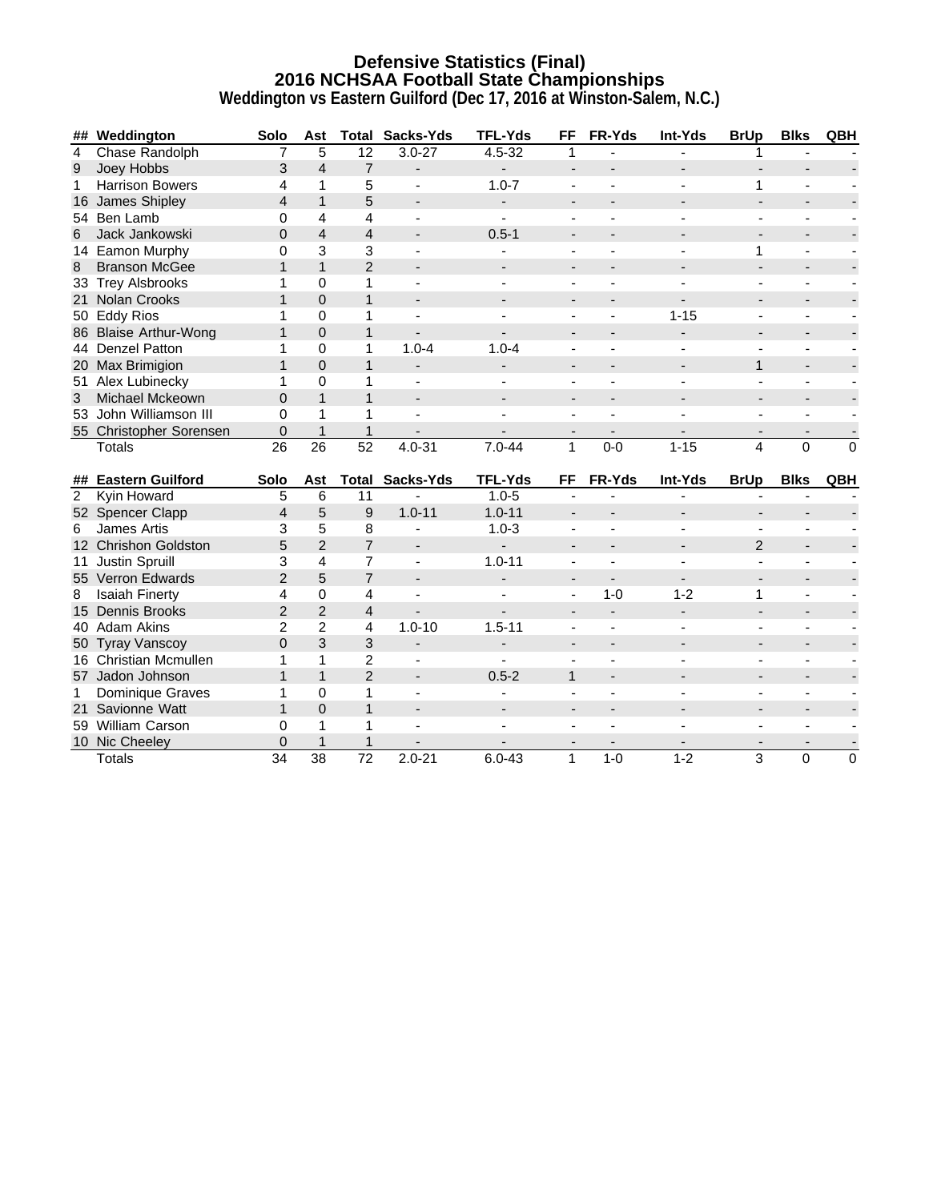# Defensive Statistics (Final)
## 2016 NCHSAA Football State Championships
### Weddington vs Eastern Guilford (Dec 17, 2016 at Winston-Salem, N.C.)

| ## | Weddington | Solo | Ast | Total | Sacks-Yds | TFL-Yds | FF | FR-Yds | Int-Yds | BrUp | Blks | QBH |
|---|---|---|---|---|---|---|---|---|---|---|---|---|
| 4 | Chase Randolph | 7 | 5 | 12 | 3.0-27 | 4.5-32 | 1 | - | - | 1 | - | - |
| 9 | Joey Hobbs | 3 | 4 | 7 | - | - | - | - | - | - | - | - |
| 1 | Harrison Bowers | 4 | 1 | 5 | - | 1.0-7 | - | - | - | 1 | - | - |
| 16 | James Shipley | 4 | 1 | 5 | - | - | - | - | - | - | - | - |
| 54 | Ben Lamb | 0 | 4 | 4 | - | - | - | - | - | - | - | - |
| 6 | Jack Jankowski | 0 | 4 | 4 | - | 0.5-1 | - | - | - | - | - | - |
| 14 | Eamon Murphy | 0 | 3 | 3 | - | - | - | - | - | 1 | - | - |
| 8 | Branson McGee | 1 | 1 | 2 | - | - | - | - | - | - | - | - |
| 33 | Trey Alsbrooks | 1 | 0 | 1 | - | - | - | - | - | - | - | - |
| 21 | Nolan Crooks | 1 | 0 | 1 | - | - | - | - | - | - | - | - |
| 50 | Eddy Rios | 1 | 0 | 1 | - | - | - | - | 1-15 | - | - | - |
| 86 | Blaise Arthur-Wong | 1 | 0 | 1 | - | - | - | - | - | - | - | - |
| 44 | Denzel Patton | 1 | 0 | 1 | 1.0-4 | 1.0-4 | - | - | - | - | - | - |
| 20 | Max Brimigion | 1 | 0 | 1 | - | - | - | - | - | 1 | - | - |
| 51 | Alex Lubinecky | 1 | 0 | 1 | - | - | - | - | - | - | - | - |
| 3 | Michael Mckeown | 0 | 1 | 1 | - | - | - | - | - | - | - | - |
| 53 | John Williamson III | 0 | 1 | 1 | - | - | - | - | - | - | - | - |
| 55 | Christopher Sorensen | 0 | 1 | 1 | - | - | - | - | - | - | - | - |
| | Totals | 26 | 26 | 52 | 4.0-31 | 7.0-44 | 1 | 0-0 | 1-15 | 4 | 0 | 0 |

| ## | Eastern Guilford | Solo | Ast | Total | Sacks-Yds | TFL-Yds | FF | FR-Yds | Int-Yds | BrUp | Blks | QBH |
|---|---|---|---|---|---|---|---|---|---|---|---|---|
| 2 | Kyin Howard | 5 | 6 | 11 | - | 1.0-5 | - | - | - | - | - | - |
| 52 | Spencer Clapp | 4 | 5 | 9 | 1.0-11 | 1.0-11 | - | - | - | - | - | - |
| 6 | James Artis | 3 | 5 | 8 | - | 1.0-3 | - | - | - | - | - | - |
| 12 | Chrishon Goldston | 5 | 2 | 7 | - | - | - | - | - | 2 | - | - |
| 11 | Justin Spruill | 3 | 4 | 7 | - | 1.0-11 | - | - | - | - | - | - |
| 55 | Verron Edwards | 2 | 5 | 7 | - | - | - | - | - | - | - | - |
| 8 | Isaiah Finerty | 4 | 0 | 4 | - | - | - | 1-0 | 1-2 | 1 | - | - |
| 15 | Dennis Brooks | 2 | 2 | 4 | - | - | - | - | - | - | - | - |
| 40 | Adam Akins | 2 | 2 | 4 | 1.0-10 | 1.5-11 | - | - | - | - | - | - |
| 50 | Tyray Vanscoy | 0 | 3 | 3 | - | - | - | - | - | - | - | - |
| 16 | Christian Mcmullen | 1 | 1 | 2 | - | - | - | - | - | - | - | - |
| 57 | Jadon Johnson | 1 | 1 | 2 | - | 0.5-2 | 1 | - | - | - | - | - |
| 1 | Dominique Graves | 1 | 0 | 1 | - | - | - | - | - | - | - | - |
| 21 | Savionne Watt | 1 | 0 | 1 | - | - | - | - | - | - | - | - |
| 59 | William Carson | 0 | 1 | 1 | - | - | - | - | - | - | - | - |
| 10 | Nic Cheeley | 0 | 1 | 1 | - | - | - | - | - | - | - | - |
| | Totals | 34 | 38 | 72 | 2.0-21 | 6.0-43 | 1 | 1-0 | 1-2 | 3 | 0 | 0 |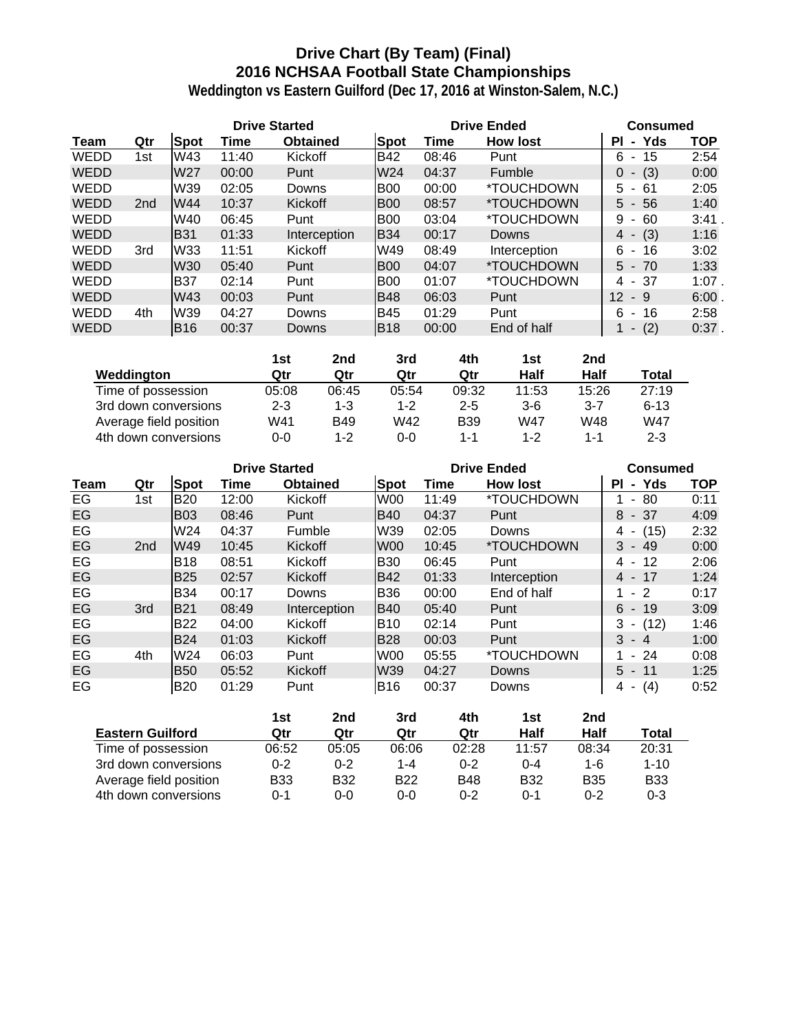# Drive Chart (By Team) (Final)
## 2016 NCHSAA Football State Championships
### Weddington vs Eastern Guilford (Dec 17, 2016 at Winston-Salem, N.C.)

| | | Drive Started | | | Drive Ended | | | Consumed | |
|---|---|---|---|---|---|---|---|---|---|
| **Team** | **Qtr** | **Spot** | **Time** | **Obtained** | **Spot** | **Time** | **How lost** | **Pl - Yds** | **TOP** |
| WEDD | 1st | W43 | 11:40 | Kickoff | B42 | 08:46 | Punt | 6 - 15 | 2:54 |
| WEDD | | W27 | 00:00 | Punt | W24 | 04:37 | Fumble | 0 - (3) | 0:00 |
| WEDD | | W39 | 02:05 | Downs | B00 | 00:00 | *TOUCHDOWN | 5 - 61 | 2:05 |
| WEDD | 2nd | W44 | 10:37 | Kickoff | B00 | 08:57 | *TOUCHDOWN | 5 - 56 | 1:40 |
| WEDD | | W40 | 06:45 | Punt | B00 | 03:04 | *TOUCHDOWN | 9 - 60 | 3:41 . |
| WEDD | | B31 | 01:33 | Interception | B34 | 00:17 | Downs | 4 - (3) | 1:16 |
| WEDD | 3rd | W33 | 11:51 | Kickoff | W49 | 08:49 | Interception | 6 - 16 | 3:02 |
| WEDD | | W30 | 05:40 | Punt | B00 | 04:07 | *TOUCHDOWN | 5 - 70 | 1:33 |
| WEDD | | B37 | 02:14 | Punt | B00 | 01:07 | *TOUCHDOWN | 4 - 37 | 1:07 . |
| WEDD | | W43 | 00:03 | Punt | B48 | 06:03 | Punt | 12 - 9 | 6:00 . |
| WEDD | 4th | W39 | 04:27 | Downs | B45 | 01:29 | Punt | 6 - 16 | 2:58 |
| WEDD | | B16 | 00:37 | Downs | B18 | 00:00 | End of half | 1 - (2) | 0:37 . |

| Weddington | 1st Qtr | 2nd Qtr | 3rd Qtr | 4th Qtr | 1st Half | 2nd Half | Total |
|---|---|---|---|---|---|---|---|
| Time of possession | 05:08 | 06:45 | 05:54 | 09:32 | 11:53 | 15:26 | 27:19 |
| 3rd down conversions | 2-3 | 1-3 | 1-2 | 2-5 | 3-6 | 3-7 | 6-13 |
| Average field position | W41 | B49 | W42 | B39 | W47 | W48 | W47 |
| 4th down conversions | 0-0 | 1-2 | 0-0 | 1-1 | 1-2 | 1-1 | 2-3 |

| | | Drive Started | | | Drive Ended | | | Consumed | |
|---|---|---|---|---|---|---|---|---|---|
| **Team** | **Qtr** | **Spot** | **Time** | **Obtained** | **Spot** | **Time** | **How lost** | **Pl - Yds** | **TOP** |
| EG | 1st | B20 | 12:00 | Kickoff | W00 | 11:49 | *TOUCHDOWN | 1 - 80 | 0:11 |
| EG | | B03 | 08:46 | Punt | B40 | 04:37 | Punt | 8 - 37 | 4:09 |
| EG | | W24 | 04:37 | Fumble | W39 | 02:05 | Downs | 4 - (15) | 2:32 |
| EG | 2nd | W49 | 10:45 | Kickoff | W00 | 10:45 | *TOUCHDOWN | 3 - 49 | 0:00 |
| EG | | B18 | 08:51 | Kickoff | B30 | 06:45 | Punt | 4 - 12 | 2:06 |
| EG | | B25 | 02:57 | Kickoff | B42 | 01:33 | Interception | 4 - 17 | 1:24 |
| EG | | B34 | 00:17 | Downs | B36 | 00:00 | End of half | 1 - 2 | 0:17 |
| EG | 3rd | B21 | 08:49 | Interception | B40 | 05:40 | Punt | 6 - 19 | 3:09 |
| EG | | B22 | 04:00 | Kickoff | B10 | 02:14 | Punt | 3 - (12) | 1:46 |
| EG | | B24 | 01:03 | Kickoff | B28 | 00:03 | Punt | 3 - 4 | 1:00 |
| EG | 4th | W24 | 06:03 | Punt | W00 | 05:55 | *TOUCHDOWN | 1 - 24 | 0:08 |
| EG | | B50 | 05:52 | Kickoff | W39 | 04:27 | Downs | 5 - 11 | 1:25 |
| EG | | B20 | 01:29 | Punt | B16 | 00:37 | Downs | 4 - (4) | 0:52 |

| Eastern Guilford | 1st Qtr | 2nd Qtr | 3rd Qtr | 4th Qtr | 1st Half | 2nd Half | Total |
|---|---|---|---|---|---|---|---|
| Time of possession | 06:52 | 05:05 | 06:06 | 02:28 | 11:57 | 08:34 | 20:31 |
| 3rd down conversions | 0-2 | 0-2 | 1-4 | 0-2 | 0-4 | 1-6 | 1-10 |
| Average field position | B33 | B32 | B22 | B48 | B32 | B35 | B33 |
| 4th down conversions | 0-1 | 0-0 | 0-0 | 0-2 | 0-1 | 0-2 | 0-3 |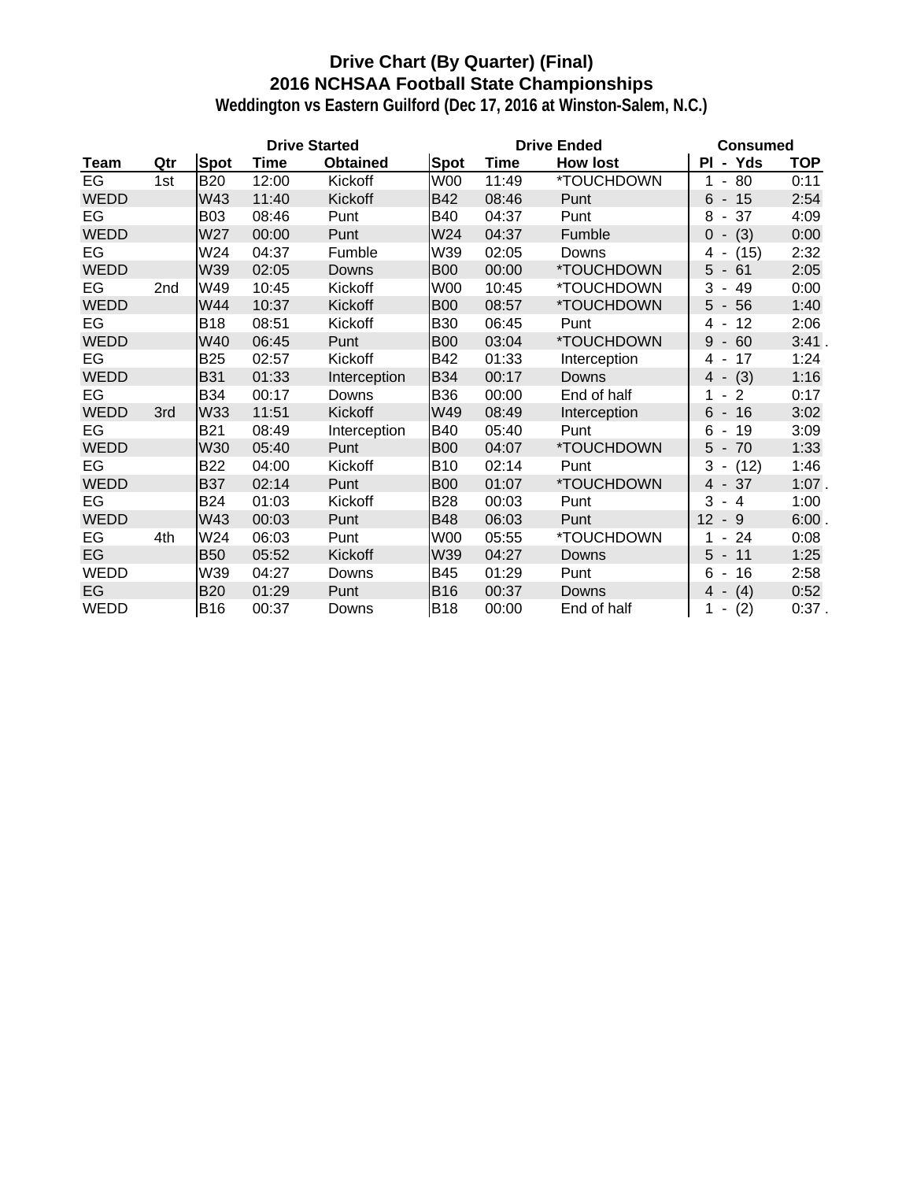# Drive Chart (By Quarter) (Final)
## 2016 NCHSAA Football State Championships
### Weddington vs Eastern Guilford (Dec 17, 2016 at Winston-Salem, N.C.)

| | | Drive Started | | | Drive Ended | | | Consumed | |
|---|---|---|---|---|---|---|---|---|---|
| **Team** | **Qtr** | **Spot** | **Time** | **Obtained** | **Spot** | **Time** | **How lost** | **Pl - Yds** | **TOP** |
| EG | 1st | B20 | 12:00 | Kickoff | W00 | 11:49 | *TOUCHDOWN | 1 - 80 | 0:11 |
| WEDD | | W43 | 11:40 | Kickoff | B42 | 08:46 | Punt | 6 - 15 | 2:54 |
| EG | | B03 | 08:46 | Punt | B40 | 04:37 | Punt | 8 - 37 | 4:09 |
| WEDD | | W27 | 00:00 | Punt | W24 | 04:37 | Fumble | 0 - (3) | 0:00 |
| EG | | W24 | 04:37 | Fumble | W39 | 02:05 | Downs | 4 - (15) | 2:32 |
| WEDD | | W39 | 02:05 | Downs | B00 | 00:00 | *TOUCHDOWN | 5 - 61 | 2:05 |
| EG | 2nd | W49 | 10:45 | Kickoff | W00 | 10:45 | *TOUCHDOWN | 3 - 49 | 0:00 |
| WEDD | | W44 | 10:37 | Kickoff | B00 | 08:57 | *TOUCHDOWN | 5 - 56 | 1:40 |
| EG | | B18 | 08:51 | Kickoff | B30 | 06:45 | Punt | 4 - 12 | 2:06 |
| WEDD | | W40 | 06:45 | Punt | B00 | 03:04 | *TOUCHDOWN | 9 - 60 | 3:41 . |
| EG | | B25 | 02:57 | Kickoff | B42 | 01:33 | Interception | 4 - 17 | 1:24 |
| WEDD | | B31 | 01:33 | Interception | B34 | 00:17 | Downs | 4 - (3) | 1:16 |
| EG | | B34 | 00:17 | Downs | B36 | 00:00 | End of half | 1 - 2 | 0:17 |
| WEDD | 3rd | W33 | 11:51 | Kickoff | W49 | 08:49 | Interception | 6 - 16 | 3:02 |
| EG | | B21 | 08:49 | Interception | B40 | 05:40 | Punt | 6 - 19 | 3:09 |
| WEDD | | W30 | 05:40 | Punt | B00 | 04:07 | *TOUCHDOWN | 5 - 70 | 1:33 |
| EG | | B22 | 04:00 | Kickoff | B10 | 02:14 | Punt | 3 - (12) | 1:46 |
| WEDD | | B37 | 02:14 | Punt | B00 | 01:07 | *TOUCHDOWN | 4 - 37 | 1:07 . |
| EG | | B24 | 01:03 | Kickoff | B28 | 00:03 | Punt | 3 - 4 | 1:00 |
| WEDD | | W43 | 00:03 | Punt | B48 | 06:03 | Punt | 12 - 9 | 6:00 . |
| EG | 4th | W24 | 06:03 | Punt | W00 | 05:55 | *TOUCHDOWN | 1 - 24 | 0:08 |
| EG | | B50 | 05:52 | Kickoff | W39 | 04:27 | Downs | 5 - 11 | 1:25 |
| WEDD | | W39 | 04:27 | Downs | B45 | 01:29 | Punt | 6 - 16 | 2:58 |
| EG | | B20 | 01:29 | Punt | B16 | 00:37 | Downs | 4 - (4) | 0:52 |
| WEDD | | B16 | 00:37 | Downs | B18 | 00:00 | End of half | 1 - (2) | 0:37 . |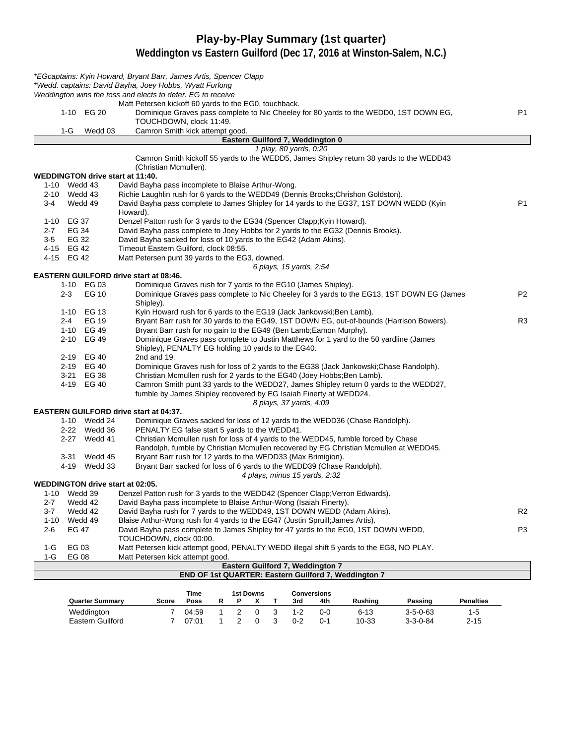# Play-by-Play Summary (1st quarter)

## Weddington vs Eastern Guilford (Dec 17, 2016 at Winston-Salem, N.C.)

*EGcaptains: Kyin Howard, Bryant Barr, James Artis, Spencer Clapp*
*Wedd. captains: David Bayha, Joey Hobbs, Wyatt Furlong*
*Weddington wins the toss and elects to defer. EG to receive*

| Down | Spot | Play | |
|---|---|---|---|
| | | Matt Petersen kickoff 60 yards to the EG0, touchback. | |
| 1-10 | EG 20 | Dominique Graves pass complete to Nic Cheeley for 80 yards to the WEDD0, 1ST DOWN EG, TOUCHDOWN, clock 11:49. | P1 |
| 1-G | Wedd 03 | Camron Smith kick attempt good. | |

**Eastern Guilford 7, Weddington 0**

*1 play, 80 yards, 0:20*

Camron Smith kickoff 55 yards to the WEDD5, James Shipley return 38 yards to the WEDD43 (Christian Mcmullen).

**WEDDINGTON drive start at 11:40.**

| Down | Spot | Play | |
|---|---|---|---|
| 1-10 | Wedd 43 | David Bayha pass incomplete to Blaise Arthur-Wong. | |
| 2-10 | Wedd 43 | Richie Laughlin rush for 6 yards to the WEDD49 (Dennis Brooks;Chrishon Goldston). | |
| 3-4 | Wedd 49 | David Bayha pass complete to James Shipley for 14 yards to the EG37, 1ST DOWN WEDD (Kyin Howard). | P1 |
| 1-10 | EG 37 | Denzel Patton rush for 3 yards to the EG34 (Spencer Clapp;Kyin Howard). | |
| 2-7 | EG 34 | David Bayha pass complete to Joey Hobbs for 2 yards to the EG32 (Dennis Brooks). | |
| 3-5 | EG 32 | David Bayha sacked for loss of 10 yards to the EG42 (Adam Akins). | |
| 4-15 | EG 42 | Timeout Eastern Guilford, clock 08:55. | |
| 4-15 | EG 42 | Matt Petersen punt 39 yards to the EG3, downed. | |

*6 plays, 15 yards, 2:54*

**EASTERN GUILFORD drive start at 08:46.**

| Down | Spot | Play | |
|---|---|---|---|
| 1-10 | EG 03 | Dominique Graves rush for 7 yards to the EG10 (James Shipley). | |
| 2-3 | EG 10 | Dominique Graves pass complete to Nic Cheeley for 3 yards to the EG13, 1ST DOWN EG (James Shipley). | P2 |
| 1-10 | EG 13 | Kyin Howard rush for 6 yards to the EG19 (Jack Jankowski;Ben Lamb). | |
| 2-4 | EG 19 | Bryant Barr rush for 30 yards to the EG49, 1ST DOWN EG, out-of-bounds (Harrison Bowers). | R3 |
| 1-10 | EG 49 | Bryant Barr rush for no gain to the EG49 (Ben Lamb;Eamon Murphy). | |
| 2-10 | EG 49 | Dominique Graves pass complete to Justin Matthews for 1 yard to the 50 yardline (James Shipley), PENALTY EG holding 10 yards to the EG40. | |
| 2-19 | EG 40 | 2nd and 19. | |
| 2-19 | EG 40 | Dominique Graves rush for loss of 2 yards to the EG38 (Jack Jankowski;Chase Randolph). | |
| 3-21 | EG 38 | Christian Mcmullen rush for 2 yards to the EG40 (Joey Hobbs;Ben Lamb). | |
| 4-19 | EG 40 | Camron Smith punt 33 yards to the WEDD27, James Shipley return 0 yards to the WEDD27, fumble by James Shipley recovered by EG Isaiah Finerty at WEDD24. | |

*8 plays, 37 yards, 4:09*

**EASTERN GUILFORD drive start at 04:37.**

| Down | Spot | Play | |
|---|---|---|---|
| 1-10 | Wedd 24 | Dominique Graves sacked for loss of 12 yards to the WEDD36 (Chase Randolph). | |
| 2-22 | Wedd 36 | PENALTY EG false start 5 yards to the WEDD41. | |
| 2-27 | Wedd 41 | Christian Mcmullen rush for loss of 4 yards to the WEDD45, fumble forced by Chase Randolph, fumble by Christian Mcmullen recovered by EG Christian Mcmullen at WEDD45. | |
| 3-31 | Wedd 45 | Bryant Barr rush for 12 yards to the WEDD33 (Max Brimigion). | |
| 4-19 | Wedd 33 | Bryant Barr sacked for loss of 6 yards to the WEDD39 (Chase Randolph). | |

*4 plays, minus 15 yards, 2:32*

**WEDDINGTON drive start at 02:05.**

| Down | Spot | Play | |
|---|---|---|---|
| 1-10 | Wedd 39 | Denzel Patton rush for 3 yards to the WEDD42 (Spencer Clapp;Verron Edwards). | |
| 2-7 | Wedd 42 | David Bayha pass incomplete to Blaise Arthur-Wong (Isaiah Finerty). | |
| 3-7 | Wedd 42 | David Bayha rush for 7 yards to the WEDD49, 1ST DOWN WEDD (Adam Akins). | R2 |
| 1-10 | Wedd 49 | Blaise Arthur-Wong rush for 4 yards to the EG47 (Justin Spruill;James Artis). | |
| 2-6 | EG 47 | David Bayha pass complete to James Shipley for 47 yards to the EG0, 1ST DOWN WEDD, TOUCHDOWN, clock 00:00. | P3 |
| 1-G | EG 03 | Matt Petersen kick attempt good, PENALTY WEDD illegal shift 5 yards to the EG8, NO PLAY. | |
| 1-G | EG 08 | Matt Petersen kick attempt good. | |

**Eastern Guilford 7, Weddington 7**

**END OF 1st QUARTER: Eastern Guilford 7, Weddington 7**

| Quarter Summary | Score | Time Poss | 1st Downs R | 1st Downs P | 1st Downs X | 1st Downs T | Conversions 3rd | Conversions 4th | Rushing | Passing | Penalties |
|---|---|---|---|---|---|---|---|---|---|---|---|
| Weddington | 7 | 04:59 | 1 | 2 | 0 | 3 | 1-2 | 0-0 | 6-13 | 3-5-0-63 | 1-5 |
| Eastern Guilford | 7 | 07:01 | 1 | 2 | 0 | 3 | 0-2 | 0-1 | 10-33 | 3-3-0-84 | 2-15 |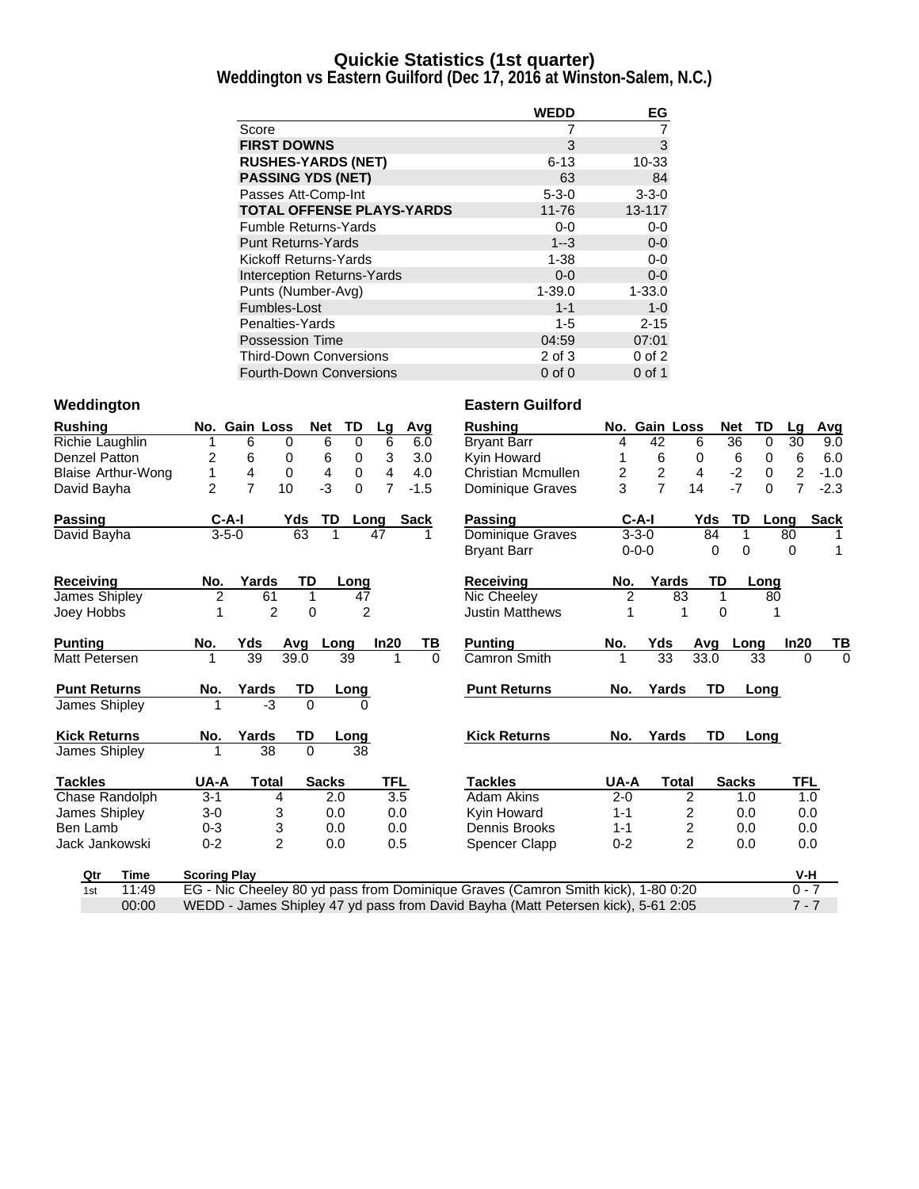# Quickie Statistics (1st quarter)

## Weddington vs Eastern Guilford (Dec 17, 2016 at Winston-Salem, N.C.)

| | WEDD | EG |
|---|---|---|
| Score | 7 | 7 |
| **FIRST DOWNS** | 3 | 3 |
| **RUSHES-YARDS (NET)** | 6-13 | 10-33 |
| **PASSING YDS (NET)** | 63 | 84 |
| Passes Att-Comp-Int | 5-3-0 | 3-3-0 |
| **TOTAL OFFENSE PLAYS-YARDS** | 11-76 | 13-117 |
| Fumble Returns-Yards | 0-0 | 0-0 |
| Punt Returns-Yards | 1--3 | 0-0 |
| Kickoff Returns-Yards | 1-38 | 0-0 |
| Interception Returns-Yards | 0-0 | 0-0 |
| Punts (Number-Avg) | 1-39.0 | 1-33.0 |
| Fumbles-Lost | 1-1 | 1-0 |
| Penalties-Yards | 1-5 | 2-15 |
| Possession Time | 04:59 | 07:01 |
| Third-Down Conversions | 2 of 3 | 0 of 2 |
| Fourth-Down Conversions | 0 of 0 | 0 of 1 |

### Weddington

| Rushing | No. | Gain | Loss | Net | TD | Lg | Avg |
|---|---|---|---|---|---|---|---|
| Richie Laughlin | 1 | 6 | 0 | 6 | 0 | 6 | 6.0 |
| Denzel Patton | 2 | 6 | 0 | 6 | 0 | 3 | 3.0 |
| Blaise Arthur-Wong | 1 | 4 | 0 | 4 | 0 | 4 | 4.0 |
| David Bayha | 2 | 7 | 10 | -3 | 0 | 7 | -1.5 |

| Passing | C-A-I | Yds | TD | Long | Sack |
|---|---|---|---|---|---|
| David Bayha | 3-5-0 | 63 | 1 | 47 | 1 |

| Receiving | No. | Yards | TD | Long |
|---|---|---|---|---|
| James Shipley | 2 | 61 | 1 | 47 |
| Joey Hobbs | 1 | 2 | 0 | 2 |

| Punting | No. | Yds | Avg | Long | In20 | TB |
|---|---|---|---|---|---|---|
| Matt Petersen | 1 | 39 | 39.0 | 39 | 1 | 0 |

| Punt Returns | No. | Yards | TD | Long |
|---|---|---|---|---|
| James Shipley | 1 | -3 | 0 | 0 |

| Kick Returns | No. | Yards | TD | Long |
|---|---|---|---|---|
| James Shipley | 1 | 38 | 0 | 38 |

| Tackles | UA-A | Total | Sacks | TFL |
|---|---|---|---|---|
| Chase Randolph | 3-1 | 4 | 2.0 | 3.5 |
| James Shipley | 3-0 | 3 | 0.0 | 0.0 |
| Ben Lamb | 0-3 | 3 | 0.0 | 0.0 |
| Jack Jankowski | 0-2 | 2 | 0.0 | 0.5 |

### Eastern Guilford

| Rushing | No. | Gain | Loss | Net | TD | Lg | Avg |
|---|---|---|---|---|---|---|---|
| Bryant Barr | 4 | 42 | 6 | 36 | 0 | 30 | 9.0 |
| Kyin Howard | 1 | 6 | 0 | 6 | 0 | 6 | 6.0 |
| Christian Mcmullen | 2 | 2 | 4 | -2 | 0 | 2 | -1.0 |
| Dominique Graves | 3 | 7 | 14 | -7 | 0 | 7 | -2.3 |

| Passing | C-A-I | Yds | TD | Long | Sack |
|---|---|---|---|---|---|
| Dominique Graves | 3-3-0 | 84 | 1 | 80 | 1 |
| Bryant Barr | 0-0-0 | 0 | 0 | 0 | 1 |

| Receiving | No. | Yards | TD | Long |
|---|---|---|---|---|
| Nic Cheeley | 2 | 83 | 1 | 80 |
| Justin Matthews | 1 | 1 | 0 | 1 |

| Punting | No. | Yds | Avg | Long | In20 | TB |
|---|---|---|---|---|---|---|
| Camron Smith | 1 | 33 | 33.0 | 33 | 0 | 0 |

| Punt Returns | No. | Yards | TD | Long |
|---|---|---|---|---|

| Kick Returns | No. | Yards | TD | Long |
|---|---|---|---|---|

| Tackles | UA-A | Total | Sacks | TFL |
|---|---|---|---|---|
| Adam Akins | 2-0 | 2 | 1.0 | 1.0 |
| Kyin Howard | 1-1 | 2 | 0.0 | 0.0 |
| Dennis Brooks | 1-1 | 2 | 0.0 | 0.0 |
| Spencer Clapp | 0-2 | 2 | 0.0 | 0.0 |

| Qtr | Time | Scoring Play | V-H |
|---|---|---|---|
| 1st | 11:49 | EG - Nic Cheeley 80 yd pass from Dominique Graves (Camron Smith kick), 1-80 0:20 | 0 - 7 |
| | 00:00 | WEDD - James Shipley 47 yd pass from David Bayha (Matt Petersen kick), 5-61 2:05 | 7 - 7 |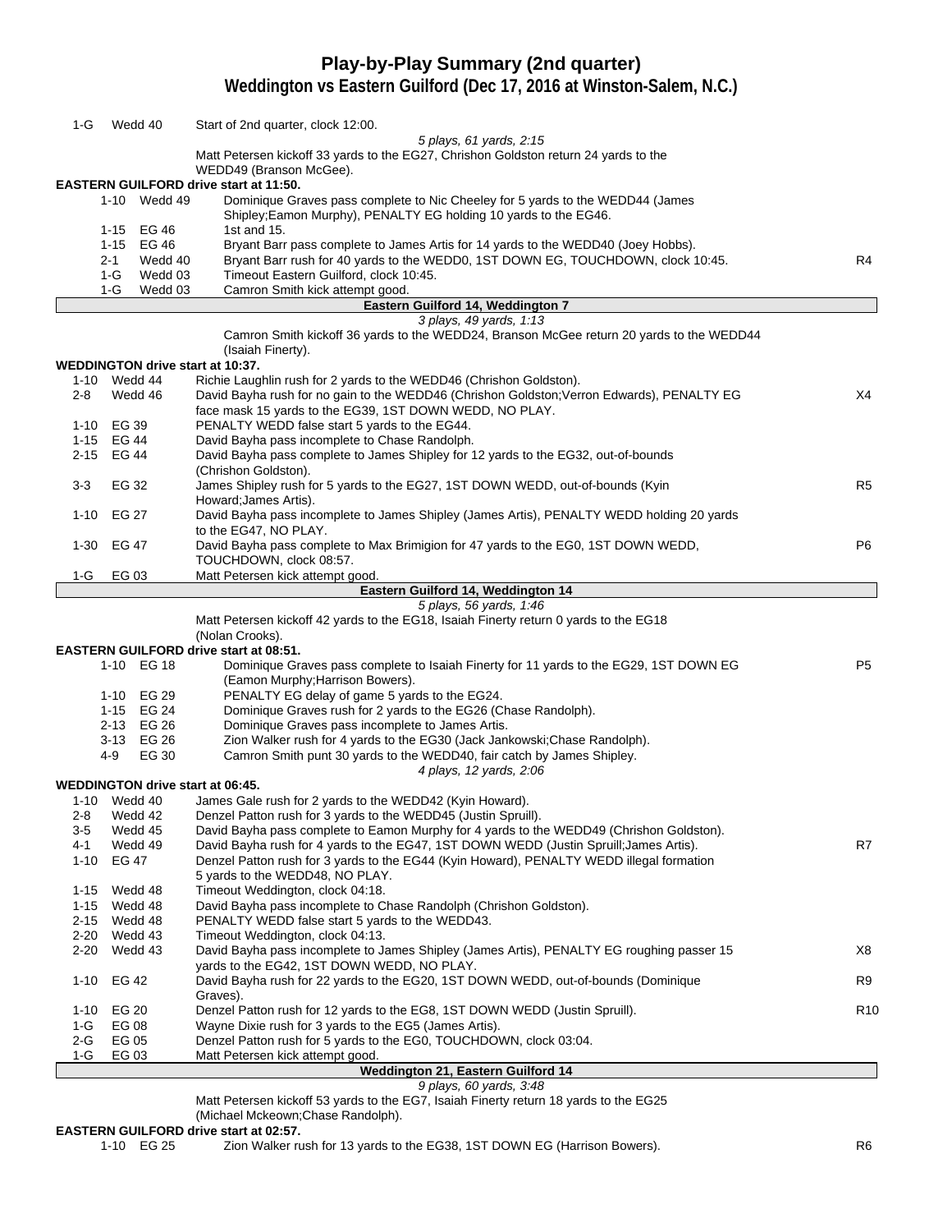# Play-by-Play Summary (2nd quarter)

## Weddington vs Eastern Guilford (Dec 17, 2016 at Winston-Salem, N.C.)

| Down | Spot | Play | |
|---|---|---|---|
| 1-G | Wedd 40 | Start of 2nd quarter, clock 12:00. | |
| | | *5 plays, 61 yards, 2:15* | |
| | | Matt Petersen kickoff 33 yards to the EG27, Chrishon Goldston return 24 yards to the WEDD49 (Branson McGee). | |

**EASTERN GUILFORD drive start at 11:50.**

| Down | Spot | Play | |
|---|---|---|---|
| 1-10 | Wedd 49 | Dominique Graves pass complete to Nic Cheeley for 5 yards to the WEDD44 (James Shipley;Eamon Murphy), PENALTY EG holding 10 yards to the EG46. | |
| 1-15 | EG 46 | 1st and 15. | |
| 1-15 | EG 46 | Bryant Barr pass complete to James Artis for 14 yards to the WEDD40 (Joey Hobbs). | |
| 2-1 | Wedd 40 | Bryant Barr rush for 40 yards to the WEDD0, 1ST DOWN EG, TOUCHDOWN, clock 10:45. | R4 |
| 1-G | Wedd 03 | Timeout Eastern Guilford, clock 10:45. | |
| 1-G | Wedd 03 | Camron Smith kick attempt good. | |

**Eastern Guilford 14, Weddington 7**

*3 plays, 49 yards, 1:13*

Camron Smith kickoff 36 yards to the WEDD24, Branson McGee return 20 yards to the WEDD44 (Isaiah Finerty).

**WEDDINGTON drive start at 10:37.**

| Down | Spot | Play | |
|---|---|---|---|
| 1-10 | Wedd 44 | Richie Laughlin rush for 2 yards to the WEDD46 (Chrishon Goldston). | |
| 2-8 | Wedd 46 | David Bayha rush for no gain to the WEDD46 (Chrishon Goldston;Verron Edwards), PENALTY EG face mask 15 yards to the EG39, 1ST DOWN WEDD, NO PLAY. | X4 |
| 1-10 | EG 39 | PENALTY WEDD false start 5 yards to the EG44. | |
| 1-15 | EG 44 | David Bayha pass incomplete to Chase Randolph. | |
| 2-15 | EG 44 | David Bayha pass complete to James Shipley for 12 yards to the EG32, out-of-bounds (Chrishon Goldston). | |
| 3-3 | EG 32 | James Shipley rush for 5 yards to the EG27, 1ST DOWN WEDD, out-of-bounds (Kyin Howard;James Artis). | R5 |
| 1-10 | EG 27 | David Bayha pass incomplete to James Shipley (James Artis), PENALTY WEDD holding 20 yards to the EG47, NO PLAY. | |
| 1-30 | EG 47 | David Bayha pass complete to Max Brimigion for 47 yards to the EG0, 1ST DOWN WEDD, TOUCHDOWN, clock 08:57. | P6 |
| 1-G | EG 03 | Matt Petersen kick attempt good. | |

**Eastern Guilford 14, Weddington 14**

*5 plays, 56 yards, 1:46*

Matt Petersen kickoff 42 yards to the EG18, Isaiah Finerty return 0 yards to the EG18 (Nolan Crooks).

**EASTERN GUILFORD drive start at 08:51.**

| Down | Spot | Play | |
|---|---|---|---|
| 1-10 | EG 18 | Dominique Graves pass complete to Isaiah Finerty for 11 yards to the EG29, 1ST DOWN EG (Eamon Murphy;Harrison Bowers). | P5 |
| 1-10 | EG 29 | PENALTY EG delay of game 5 yards to the EG24. | |
| 1-15 | EG 24 | Dominique Graves rush for 2 yards to the EG26 (Chase Randolph). | |
| 2-13 | EG 26 | Dominique Graves pass incomplete to James Artis. | |
| 3-13 | EG 26 | Zion Walker rush for 4 yards to the EG30 (Jack Jankowski;Chase Randolph). | |
| 4-9 | EG 30 | Camron Smith punt 30 yards to the WEDD40, fair catch by James Shipley. | |
| | | *4 plays, 12 yards, 2:06* | |

**WEDDINGTON drive start at 06:45.**

| Down | Spot | Play | |
|---|---|---|---|
| 1-10 | Wedd 40 | James Gale rush for 2 yards to the WEDD42 (Kyin Howard). | |
| 2-8 | Wedd 42 | Denzel Patton rush for 3 yards to the WEDD45 (Justin Spruill). | |
| 3-5 | Wedd 45 | David Bayha pass complete to Eamon Murphy for 4 yards to the WEDD49 (Chrishon Goldston). | |
| 4-1 | Wedd 49 | David Bayha rush for 4 yards to the EG47, 1ST DOWN WEDD (Justin Spruill;James Artis). | R7 |
| 1-10 | EG 47 | Denzel Patton rush for 3 yards to the EG44 (Kyin Howard), PENALTY WEDD illegal formation 5 yards to the WEDD48, NO PLAY. | |
| 1-15 | Wedd 48 | Timeout Weddington, clock 04:18. | |
| 1-15 | Wedd 48 | David Bayha pass incomplete to Chase Randolph (Chrishon Goldston). | |
| 2-15 | Wedd 48 | PENALTY WEDD false start 5 yards to the WEDD43. | |
| 2-20 | Wedd 43 | Timeout Weddington, clock 04:13. | |
| 2-20 | Wedd 43 | David Bayha pass incomplete to James Shipley (James Artis), PENALTY EG roughing passer 15 yards to the EG42, 1ST DOWN WEDD, NO PLAY. | X8 |
| 1-10 | EG 42 | David Bayha rush for 22 yards to the EG20, 1ST DOWN WEDD, out-of-bounds (Dominique Graves). | R9 |
| 1-10 | EG 20 | Denzel Patton rush for 12 yards to the EG8, 1ST DOWN WEDD (Justin Spruill). | R10 |
| 1-G | EG 08 | Wayne Dixie rush for 3 yards to the EG5 (James Artis). | |
| 2-G | EG 05 | Denzel Patton rush for 5 yards to the EG0, TOUCHDOWN, clock 03:04. | |
| 1-G | EG 03 | Matt Petersen kick attempt good. | |

**Weddington 21, Eastern Guilford 14**

*9 plays, 60 yards, 3:48*

Matt Petersen kickoff 53 yards to the EG7, Isaiah Finerty return 18 yards to the EG25 (Michael Mckeown;Chase Randolph).

**EASTERN GUILFORD drive start at 02:57.**

| Down | Spot | Play | |
|---|---|---|---|
| 1-10 | EG 25 | Zion Walker rush for 13 yards to the EG38, 1ST DOWN EG (Harrison Bowers). | R6 |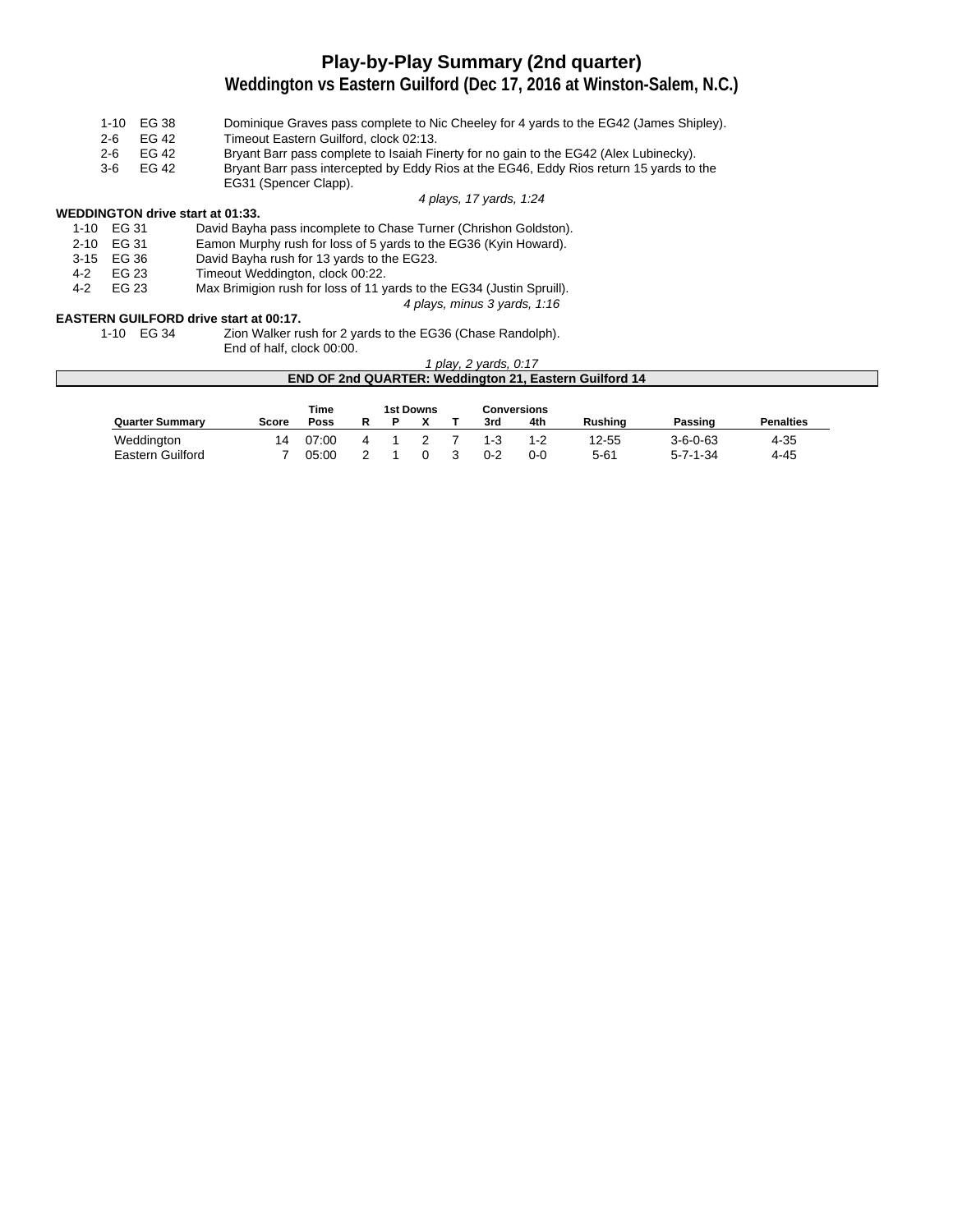# Play-by-Play Summary (2nd quarter)

## Weddington vs Eastern Guilford (Dec 17, 2016 at Winston-Salem, N.C.)

| | | |
|---|---|---|
| 1-10 | EG 38 | Dominique Graves pass complete to Nic Cheeley for 4 yards to the EG42 (James Shipley). |
| 2-6 | EG 42 | Timeout Eastern Guilford, clock 02:13. |
| 2-6 | EG 42 | Bryant Barr pass complete to Isaiah Finerty for no gain to the EG42 (Alex Lubinecky). |
| 3-6 | EG 42 | Bryant Barr pass intercepted by Eddy Rios at the EG46, Eddy Rios return 15 yards to the EG31 (Spencer Clapp). |

*4 plays, 17 yards, 1:24*

**WEDDINGTON drive start at 01:33.**

| | | |
|---|---|---|
| 1-10 | EG 31 | David Bayha pass incomplete to Chase Turner (Chrishon Goldston). |
| 2-10 | EG 31 | Eamon Murphy rush for loss of 5 yards to the EG36 (Kyin Howard). |
| 3-15 | EG 36 | David Bayha rush for 13 yards to the EG23. |
| 4-2 | EG 23 | Timeout Weddington, clock 00:22. |
| 4-2 | EG 23 | Max Brimigion rush for loss of 11 yards to the EG34 (Justin Spruill). |

*4 plays, minus 3 yards, 1:16*

**EASTERN GUILFORD drive start at 00:17.**

| | | |
|---|---|---|
| 1-10 | EG 34 | Zion Walker rush for 2 yards to the EG36 (Chase Randolph). |
| | | End of half, clock 00:00. |

*1 play, 2 yards, 0:17*

**END OF 2nd QUARTER: Weddington 21, Eastern Guilford 14**

| Quarter Summary | Score | Time Poss | 1st Downs R | P | X | T | Conversions 3rd | 4th | Rushing | Passing | Penalties |
|---|---|---|---|---|---|---|---|---|---|---|---|
| Weddington | 14 | 07:00 | 4 | 1 | 2 | 7 | 1-3 | 1-2 | 12-55 | 3-6-0-63 | 4-35 |
| Eastern Guilford | 7 | 05:00 | 2 | 1 | 0 | 3 | 0-2 | 0-0 | 5-61 | 5-7-1-34 | 4-45 |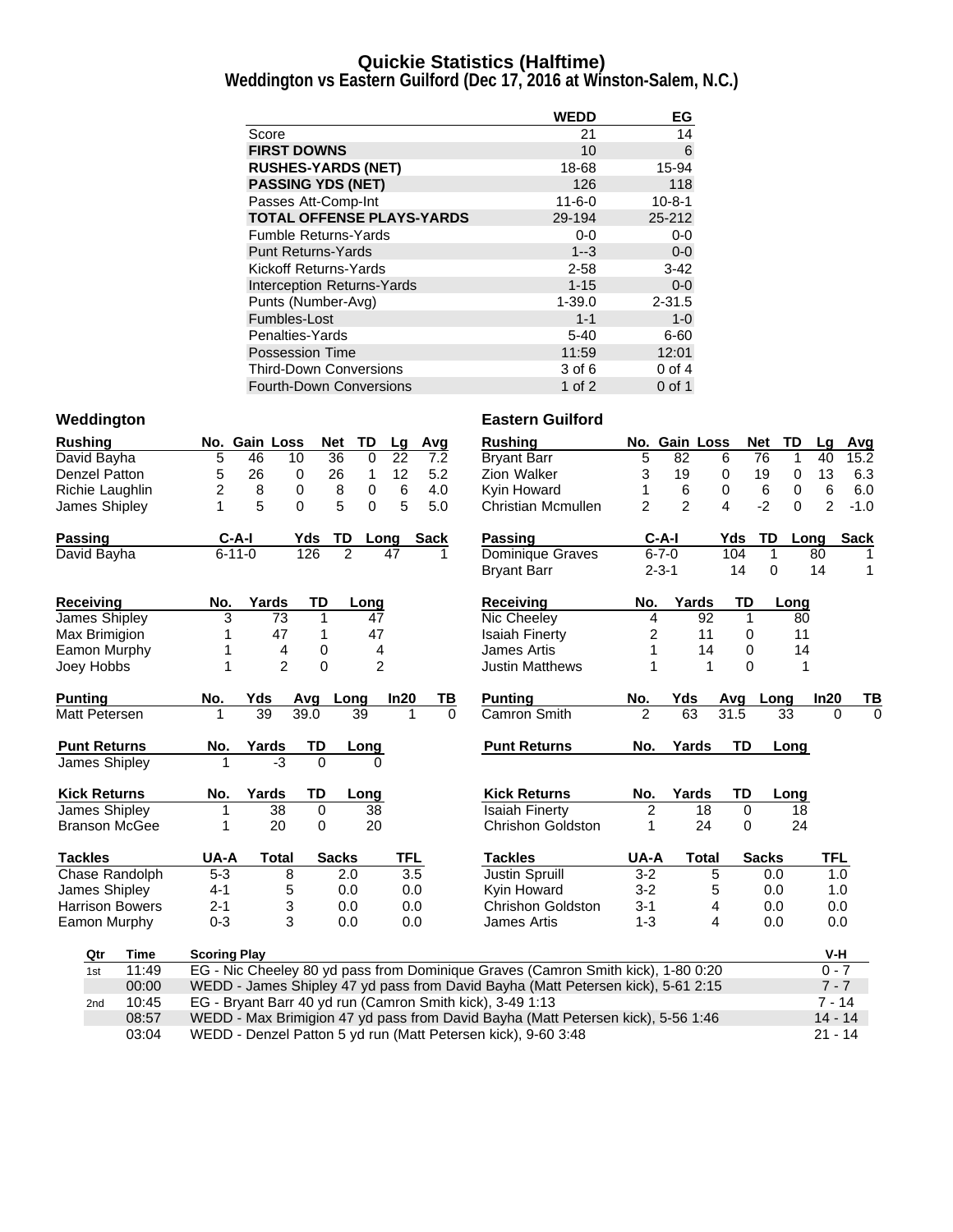# Quickie Statistics (Halftime)

## Weddington vs Eastern Guilford (Dec 17, 2016 at Winston-Salem, N.C.)

| | WEDD | EG |
|---|---|---|
| Score | 21 | 14 |
| **FIRST DOWNS** | 10 | 6 |
| **RUSHES-YARDS (NET)** | 18-68 | 15-94 |
| **PASSING YDS (NET)** | 126 | 118 |
| Passes Att-Comp-Int | 11-6-0 | 10-8-1 |
| **TOTAL OFFENSE PLAYS-YARDS** | 29-194 | 25-212 |
| Fumble Returns-Yards | 0-0 | 0-0 |
| Punt Returns-Yards | 1--3 | 0-0 |
| Kickoff Returns-Yards | 2-58 | 3-42 |
| Interception Returns-Yards | 1-15 | 0-0 |
| Punts (Number-Avg) | 1-39.0 | 2-31.5 |
| Fumbles-Lost | 1-1 | 1-0 |
| Penalties-Yards | 5-40 | 6-60 |
| Possession Time | 11:59 | 12:01 |
| Third-Down Conversions | 3 of 6 | 0 of 4 |
| Fourth-Down Conversions | 1 of 2 | 0 of 1 |

### Weddington

| Rushing | No. | Gain | Loss | Net | TD | Lg | Avg |
|---|---|---|---|---|---|---|---|
| David Bayha | 5 | 46 | 10 | 36 | 0 | 22 | 7.2 |
| Denzel Patton | 5 | 26 | 0 | 26 | 1 | 12 | 5.2 |
| Richie Laughlin | 2 | 8 | 0 | 8 | 0 | 6 | 4.0 |
| James Shipley | 1 | 5 | 0 | 5 | 0 | 5 | 5.0 |

| Passing | C-A-I | Yds | TD | Long | Sack |
|---|---|---|---|---|---|
| David Bayha | 6-11-0 | 126 | 2 | 47 | 1 |

| Receiving | No. | Yards | TD | Long |
|---|---|---|---|---|
| James Shipley | 3 | 73 | 1 | 47 |
| Max Brimigion | 1 | 47 | 1 | 47 |
| Eamon Murphy | 1 | 4 | 0 | 4 |
| Joey Hobbs | 1 | 2 | 0 | 2 |

| Punting | No. | Yds | Avg | Long | In20 | TB |
|---|---|---|---|---|---|---|
| Matt Petersen | 1 | 39 | 39.0 | 39 | 1 | 0 |

| Punt Returns | No. | Yards | TD | Long |
|---|---|---|---|---|
| James Shipley | 1 | -3 | 0 | 0 |

| Kick Returns | No. | Yards | TD | Long |
|---|---|---|---|---|
| James Shipley | 1 | 38 | 0 | 38 |
| Branson McGee | 1 | 20 | 0 | 20 |

| Tackles | UA-A | Total | Sacks | TFL |
|---|---|---|---|---|
| Chase Randolph | 5-3 | 8 | 2.0 | 3.5 |
| James Shipley | 4-1 | 5 | 0.0 | 0.0 |
| Harrison Bowers | 2-1 | 3 | 0.0 | 0.0 |
| Eamon Murphy | 0-3 | 3 | 0.0 | 0.0 |

### Eastern Guilford

| Rushing | No. | Gain | Loss | Net | TD | Lg | Avg |
|---|---|---|---|---|---|---|---|
| Bryant Barr | 5 | 82 | 6 | 76 | 1 | 40 | 15.2 |
| Zion Walker | 3 | 19 | 0 | 19 | 0 | 13 | 6.3 |
| Kyin Howard | 1 | 6 | 0 | 6 | 0 | 6 | 6.0 |
| Christian Mcmullen | 2 | 2 | 4 | -2 | 0 | 2 | -1.0 |

| Passing | C-A-I | Yds | TD | Long | Sack |
|---|---|---|---|---|---|
| Dominique Graves | 6-7-0 | 104 | 1 | 80 | 1 |
| Bryant Barr | 2-3-1 | 14 | 0 | 14 | 1 |

| Receiving | No. | Yards | TD | Long |
|---|---|---|---|---|
| Nic Cheeley | 4 | 92 | 1 | 80 |
| Isaiah Finerty | 2 | 11 | 0 | 11 |
| James Artis | 1 | 14 | 0 | 14 |
| Justin Matthews | 1 | 1 | 0 | 1 |

| Punting | No. | Yds | Avg | Long | In20 | TB |
|---|---|---|---|---|---|---|
| Camron Smith | 2 | 63 | 31.5 | 33 | 0 | 0 |

| Punt Returns | No. | Yards | TD | Long |
|---|---|---|---|---|

| Kick Returns | No. | Yards | TD | Long |
|---|---|---|---|---|
| Isaiah Finerty | 2 | 18 | 0 | 18 |
| Chrishon Goldston | 1 | 24 | 0 | 24 |

| Tackles | UA-A | Total | Sacks | TFL |
|---|---|---|---|---|
| Justin Spruill | 3-2 | 5 | 0.0 | 1.0 |
| Kyin Howard | 3-2 | 5 | 0.0 | 1.0 |
| Chrishon Goldston | 3-1 | 4 | 0.0 | 0.0 |
| James Artis | 1-3 | 4 | 0.0 | 0.0 |

| Qtr | Time | Scoring Play | V-H |
|---|---|---|---|
| 1st | 11:49 | EG - Nic Cheeley 80 yd pass from Dominique Graves (Camron Smith kick), 1-80 0:20 | 0 - 7 |
| | 00:00 | WEDD - James Shipley 47 yd pass from David Bayha (Matt Petersen kick), 5-61 2:15 | 7 - 7 |
| 2nd | 10:45 | EG - Bryant Barr 40 yd run (Camron Smith kick), 3-49 1:13 | 7 - 14 |
| | 08:57 | WEDD - Max Brimigion 47 yd pass from David Bayha (Matt Petersen kick), 5-56 1:46 | 14 - 14 |
| | 03:04 | WEDD - Denzel Patton 5 yd run (Matt Petersen kick), 9-60 3:48 | 21 - 14 |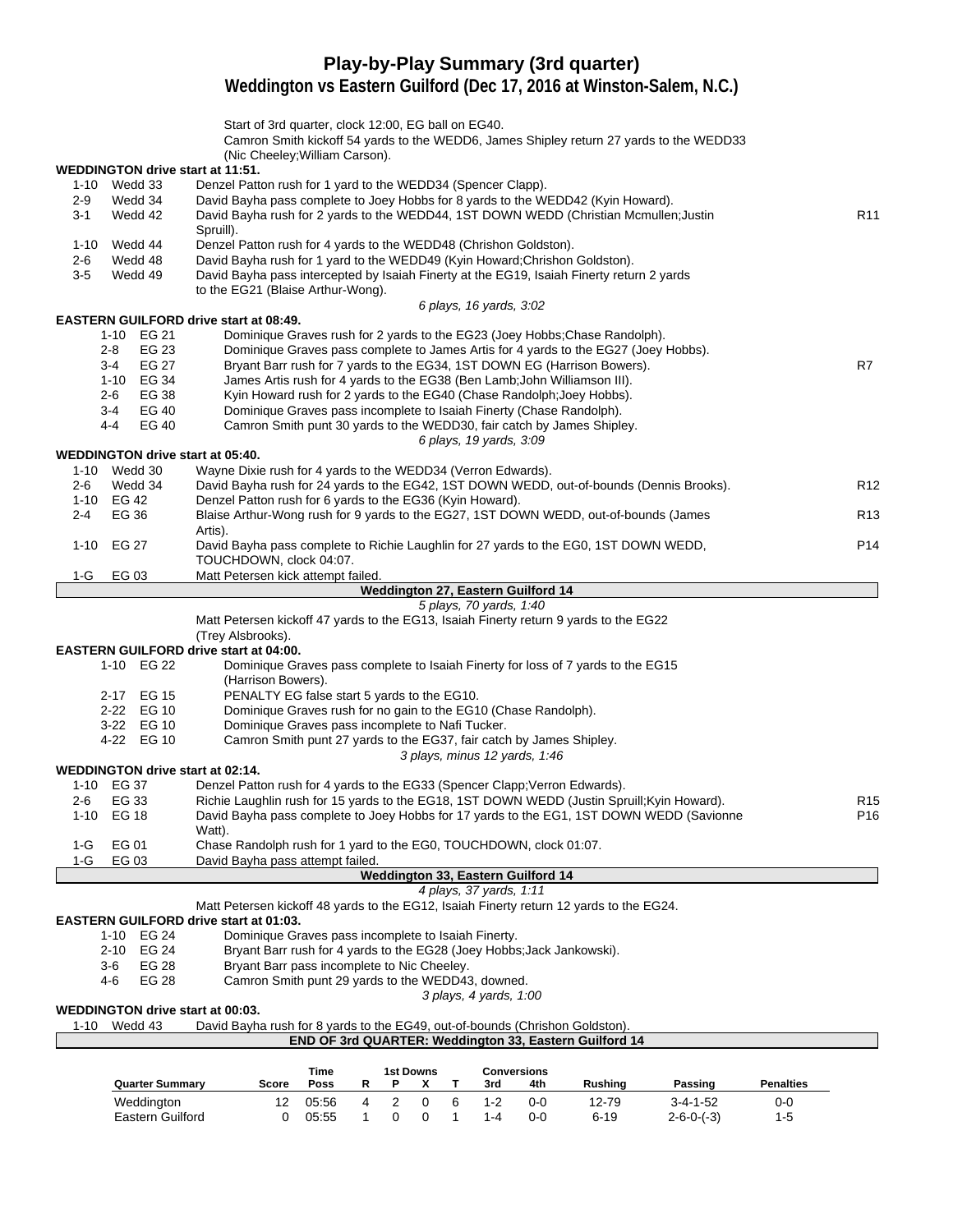# Play-by-Play Summary (3rd quarter)

## Weddington vs Eastern Guilford (Dec 17, 2016 at Winston-Salem, N.C.)

Start of 3rd quarter, clock 12:00, EG ball on EG40.
Camron Smith kickoff 54 yards to the WEDD6, James Shipley return 27 yards to the WEDD33 (Nic Cheeley;William Carson).

**WEDDINGTON drive start at 11:51.**

| | | | |
|---|---|---|---|
| 1-10 | Wedd 33 | Denzel Patton rush for 1 yard to the WEDD34 (Spencer Clapp). | |
| 2-9 | Wedd 34 | David Bayha pass complete to Joey Hobbs for 8 yards to the WEDD42 (Kyin Howard). | |
| 3-1 | Wedd 42 | David Bayha rush for 2 yards to the WEDD44, 1ST DOWN WEDD (Christian Mcmullen;Justin Spruill). | R11 |
| 1-10 | Wedd 44 | Denzel Patton rush for 4 yards to the WEDD48 (Chrishon Goldston). | |
| 2-6 | Wedd 48 | David Bayha rush for 1 yard to the WEDD49 (Kyin Howard;Chrishon Goldston). | |
| 3-5 | Wedd 49 | David Bayha pass intercepted by Isaiah Finerty at the EG19, Isaiah Finerty return 2 yards to the EG21 (Blaise Arthur-Wong). | |

*6 plays, 16 yards, 3:02*

**EASTERN GUILFORD drive start at 08:49.**

| | | | |
|---|---|---|---|
| 1-10 | EG 21 | Dominique Graves rush for 2 yards to the EG23 (Joey Hobbs;Chase Randolph). | |
| 2-8 | EG 23 | Dominique Graves pass complete to James Artis for 4 yards to the EG27 (Joey Hobbs). | |
| 3-4 | EG 27 | Bryant Barr rush for 7 yards to the EG34, 1ST DOWN EG (Harrison Bowers). | R7 |
| 1-10 | EG 34 | James Artis rush for 4 yards to the EG38 (Ben Lamb;John Williamson III). | |
| 2-6 | EG 38 | Kyin Howard rush for 2 yards to the EG40 (Chase Randolph;Joey Hobbs). | |
| 3-4 | EG 40 | Dominique Graves pass incomplete to Isaiah Finerty (Chase Randolph). | |
| 4-4 | EG 40 | Camron Smith punt 30 yards to the WEDD30, fair catch by James Shipley. | |

*6 plays, 19 yards, 3:09*

**WEDDINGTON drive start at 05:40.**

| | | | |
|---|---|---|---|
| 1-10 | Wedd 30 | Wayne Dixie rush for 4 yards to the WEDD34 (Verron Edwards). | |
| 2-6 | Wedd 34 | David Bayha rush for 24 yards to the EG42, 1ST DOWN WEDD, out-of-bounds (Dennis Brooks). | R12 |
| 1-10 | EG 42 | Denzel Patton rush for 6 yards to the EG36 (Kyin Howard). | |
| 2-4 | EG 36 | Blaise Arthur-Wong rush for 9 yards to the EG27, 1ST DOWN WEDD, out-of-bounds (James Artis). | R13 |
| 1-10 | EG 27 | David Bayha pass complete to Richie Laughlin for 27 yards to the EG0, 1ST DOWN WEDD, TOUCHDOWN, clock 04:07. | P14 |
| 1-G | EG 03 | Matt Petersen kick attempt failed. | |

**Weddington 27, Eastern Guilford 14**

*5 plays, 70 yards, 1:40*

Matt Petersen kickoff 47 yards to the EG13, Isaiah Finerty return 9 yards to the EG22 (Trey Alsbrooks).

**EASTERN GUILFORD drive start at 04:00.**

| | | |
|---|---|---|
| 1-10 | EG 22 | Dominique Graves pass complete to Isaiah Finerty for loss of 7 yards to the EG15 (Harrison Bowers). |
| 2-17 | EG 15 | PENALTY EG false start 5 yards to the EG10. |
| 2-22 | EG 10 | Dominique Graves rush for no gain to the EG10 (Chase Randolph). |
| 3-22 | EG 10 | Dominique Graves pass incomplete to Nafi Tucker. |
| 4-22 | EG 10 | Camron Smith punt 27 yards to the EG37, fair catch by James Shipley. |

*3 plays, minus 12 yards, 1:46*

**WEDDINGTON drive start at 02:14.**

| | | | |
|---|---|---|---|
| 1-10 | EG 37 | Denzel Patton rush for 4 yards to the EG33 (Spencer Clapp;Verron Edwards). | |
| 2-6 | EG 33 | Richie Laughlin rush for 15 yards to the EG18, 1ST DOWN WEDD (Justin Spruill;Kyin Howard). | R15 |
| 1-10 | EG 18 | David Bayha pass complete to Joey Hobbs for 17 yards to the EG1, 1ST DOWN WEDD (Savionne Watt). | P16 |
| 1-G | EG 01 | Chase Randolph rush for 1 yard to the EG0, TOUCHDOWN, clock 01:07. | |
| 1-G | EG 03 | David Bayha pass attempt failed. | |

**Weddington 33, Eastern Guilford 14**

*4 plays, 37 yards, 1:11*

Matt Petersen kickoff 48 yards to the EG12, Isaiah Finerty return 12 yards to the EG24.

**EASTERN GUILFORD drive start at 01:03.**

| | | |
|---|---|---|
| 1-10 | EG 24 | Dominique Graves pass incomplete to Isaiah Finerty. |
| 2-10 | EG 24 | Bryant Barr rush for 4 yards to the EG28 (Joey Hobbs;Jack Jankowski). |
| 3-6 | EG 28 | Bryant Barr pass incomplete to Nic Cheeley. |
| 4-6 | EG 28 | Camron Smith punt 29 yards to the WEDD43, downed. |

*3 plays, 4 yards, 1:00*

**WEDDINGTON drive start at 00:03.**

| | | |
|---|---|---|
| 1-10 | Wedd 43 | David Bayha rush for 8 yards to the EG49, out-of-bounds (Chrishon Goldston). |

**END OF 3rd QUARTER: Weddington 33, Eastern Guilford 14**

| Quarter Summary | Score | Time Poss | 1st Downs R | P | X | T | Conversions 3rd | 4th | Rushing | Passing | Penalties |
|---|---|---|---|---|---|---|---|---|---|---|---|
| Weddington | 12 | 05:56 | 4 | 2 | 0 | 6 | 1-2 | 0-0 | 12-79 | 3-4-1-52 | 0-0 |
| Eastern Guilford | 0 | 05:55 | 1 | 0 | 0 | 1 | 1-4 | 0-0 | 6-19 | 2-6-0-(-3) | 1-5 |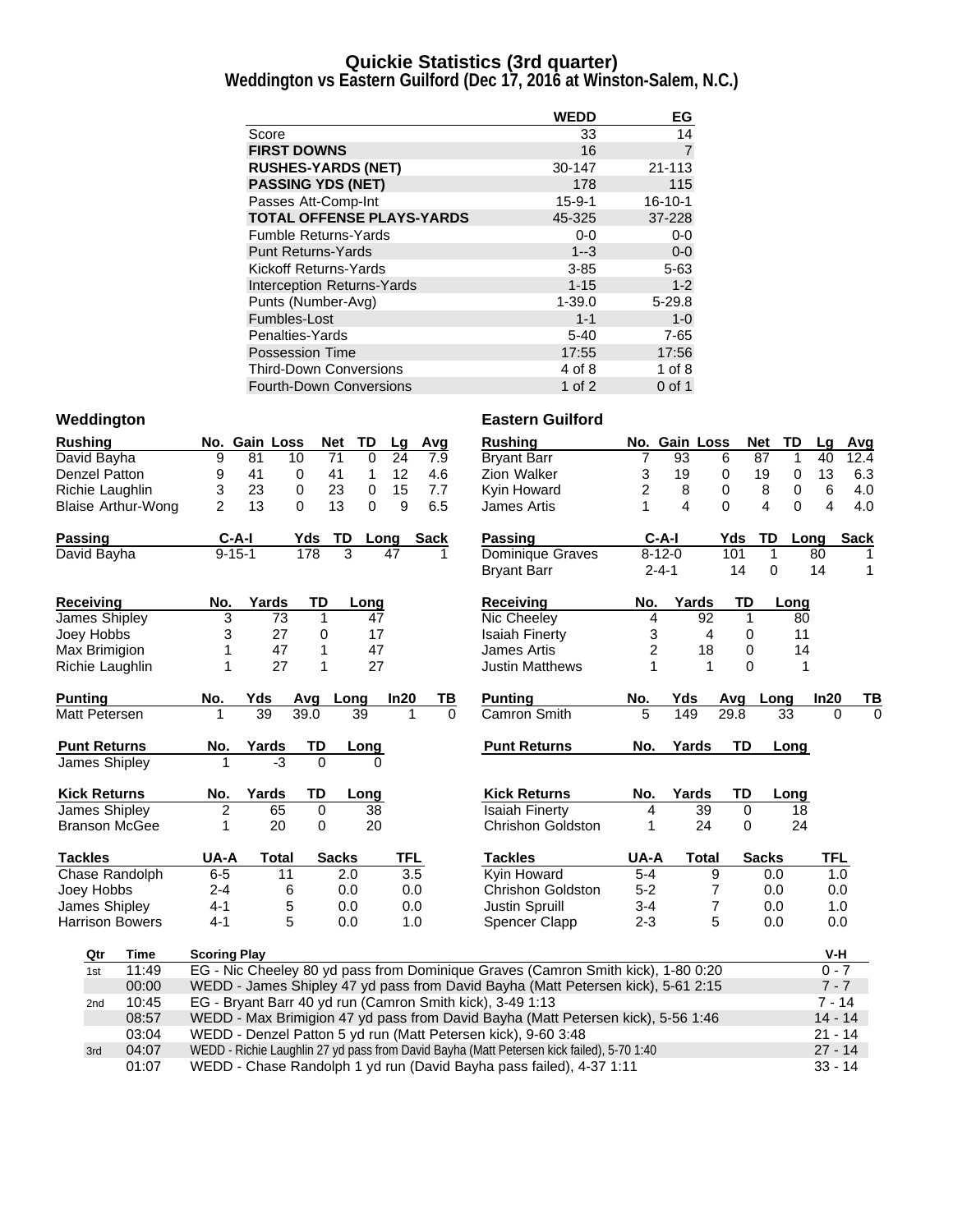# Quickie Statistics (3rd quarter)
## Weddington vs Eastern Guilford (Dec 17, 2016 at Winston-Salem, N.C.)

| | WEDD | EG |
|---|---|---|
| Score | 33 | 14 |
| **FIRST DOWNS** | 16 | 7 |
| **RUSHES-YARDS (NET)** | 30-147 | 21-113 |
| **PASSING YDS (NET)** | 178 | 115 |
| Passes Att-Comp-Int | 15-9-1 | 16-10-1 |
| **TOTAL OFFENSE PLAYS-YARDS** | 45-325 | 37-228 |
| Fumble Returns-Yards | 0-0 | 0-0 |
| Punt Returns-Yards | 1--3 | 0-0 |
| Kickoff Returns-Yards | 3-85 | 5-63 |
| Interception Returns-Yards | 1-15 | 1-2 |
| Punts (Number-Avg) | 1-39.0 | 5-29.8 |
| Fumbles-Lost | 1-1 | 1-0 |
| Penalties-Yards | 5-40 | 7-65 |
| Possession Time | 17:55 | 17:56 |
| Third-Down Conversions | 4 of 8 | 1 of 8 |
| Fourth-Down Conversions | 1 of 2 | 0 of 1 |

### Weddington

| Rushing | No. | Gain | Loss | Net | TD | Lg | Avg |
|---|---|---|---|---|---|---|---|
| David Bayha | 9 | 81 | 10 | 71 | 0 | 24 | 7.9 |
| Denzel Patton | 9 | 41 | 0 | 41 | 1 | 12 | 4.6 |
| Richie Laughlin | 3 | 23 | 0 | 23 | 0 | 15 | 7.7 |
| Blaise Arthur-Wong | 2 | 13 | 0 | 13 | 0 | 9 | 6.5 |

| Passing | C-A-I | Yds | TD | Long | Sack |
|---|---|---|---|---|---|
| David Bayha | 9-15-1 | 178 | 3 | 47 | 1 |

| Receiving | No. | Yards | TD | Long |
|---|---|---|---|---|
| James Shipley | 3 | 73 | 1 | 47 |
| Joey Hobbs | 3 | 27 | 0 | 17 |
| Max Brimigion | 1 | 47 | 1 | 47 |
| Richie Laughlin | 1 | 27 | 1 | 27 |

| Punting | No. | Yds | Avg | Long | In20 | TB |
|---|---|---|---|---|---|---|
| Matt Petersen | 1 | 39 | 39.0 | 39 | 1 | 0 |

| Punt Returns | No. | Yards | TD | Long |
|---|---|---|---|---|
| James Shipley | 1 | -3 | 0 | 0 |

| Kick Returns | No. | Yards | TD | Long |
|---|---|---|---|---|
| James Shipley | 2 | 65 | 0 | 38 |
| Branson McGee | 1 | 20 | 0 | 20 |

| Tackles | UA-A | Total | Sacks | TFL |
|---|---|---|---|---|
| Chase Randolph | 6-5 | 11 | 2.0 | 3.5 |
| Joey Hobbs | 2-4 | 6 | 0.0 | 0.0 |
| James Shipley | 4-1 | 5 | 0.0 | 0.0 |
| Harrison Bowers | 4-1 | 5 | 0.0 | 1.0 |

### Eastern Guilford

| Rushing | No. | Gain | Loss | Net | TD | Lg | Avg |
|---|---|---|---|---|---|---|---|
| Bryant Barr | 7 | 93 | 6 | 87 | 1 | 40 | 12.4 |
| Zion Walker | 3 | 19 | 0 | 19 | 0 | 13 | 6.3 |
| Kyin Howard | 2 | 8 | 0 | 8 | 0 | 6 | 4.0 |
| James Artis | 1 | 4 | 0 | 4 | 0 | 4 | 4.0 |

| Passing | C-A-I | Yds | TD | Long | Sack |
|---|---|---|---|---|---|
| Dominique Graves | 8-12-0 | 101 | 1 | 80 | 1 |
| Bryant Barr | 2-4-1 | 14 | 0 | 14 | 1 |

| Receiving | No. | Yards | TD | Long |
|---|---|---|---|---|
| Nic Cheeley | 4 | 92 | 1 | 80 |
| Isaiah Finerty | 3 | 4 | 0 | 11 |
| James Artis | 2 | 18 | 0 | 14 |
| Justin Matthews | 1 | 1 | 0 | 1 |

| Punting | No. | Yds | Avg | Long | In20 | TB |
|---|---|---|---|---|---|---|
| Camron Smith | 5 | 149 | 29.8 | 33 | 0 | 0 |

| Punt Returns | No. | Yards | TD | Long |
|---|---|---|---|---|

| Kick Returns | No. | Yards | TD | Long |
|---|---|---|---|---|
| Isaiah Finerty | 4 | 39 | 0 | 18 |
| Chrishon Goldston | 1 | 24 | 0 | 24 |

| Tackles | UA-A | Total | Sacks | TFL |
|---|---|---|---|---|
| Kyin Howard | 5-4 | 9 | 0.0 | 1.0 |
| Chrishon Goldston | 5-2 | 7 | 0.0 | 0.0 |
| Justin Spruill | 3-4 | 7 | 0.0 | 1.0 |
| Spencer Clapp | 2-3 | 5 | 0.0 | 0.0 |

| Qtr | Time | Scoring Play | V-H |
|---|---|---|---|
| 1st | 11:49 | EG - Nic Cheeley 80 yd pass from Dominique Graves (Camron Smith kick), 1-80 0:20 | 0 - 7 |
| | 00:00 | WEDD - James Shipley 47 yd pass from David Bayha (Matt Petersen kick), 5-61 2:15 | 7 - 7 |
| 2nd | 10:45 | EG - Bryant Barr 40 yd run (Camron Smith kick), 3-49 1:13 | 7 - 14 |
| | 08:57 | WEDD - Max Brimigion 47 yd pass from David Bayha (Matt Petersen kick), 5-56 1:46 | 14 - 14 |
| | 03:04 | WEDD - Denzel Patton 5 yd run (Matt Petersen kick), 9-60 3:48 | 21 - 14 |
| 3rd | 04:07 | WEDD - Richie Laughlin 27 yd pass from David Bayha (Matt Petersen kick failed), 5-70 1:40 | 27 - 14 |
| | 01:07 | WEDD - Chase Randolph 1 yd run (David Bayha pass failed), 4-37 1:11 | 33 - 14 |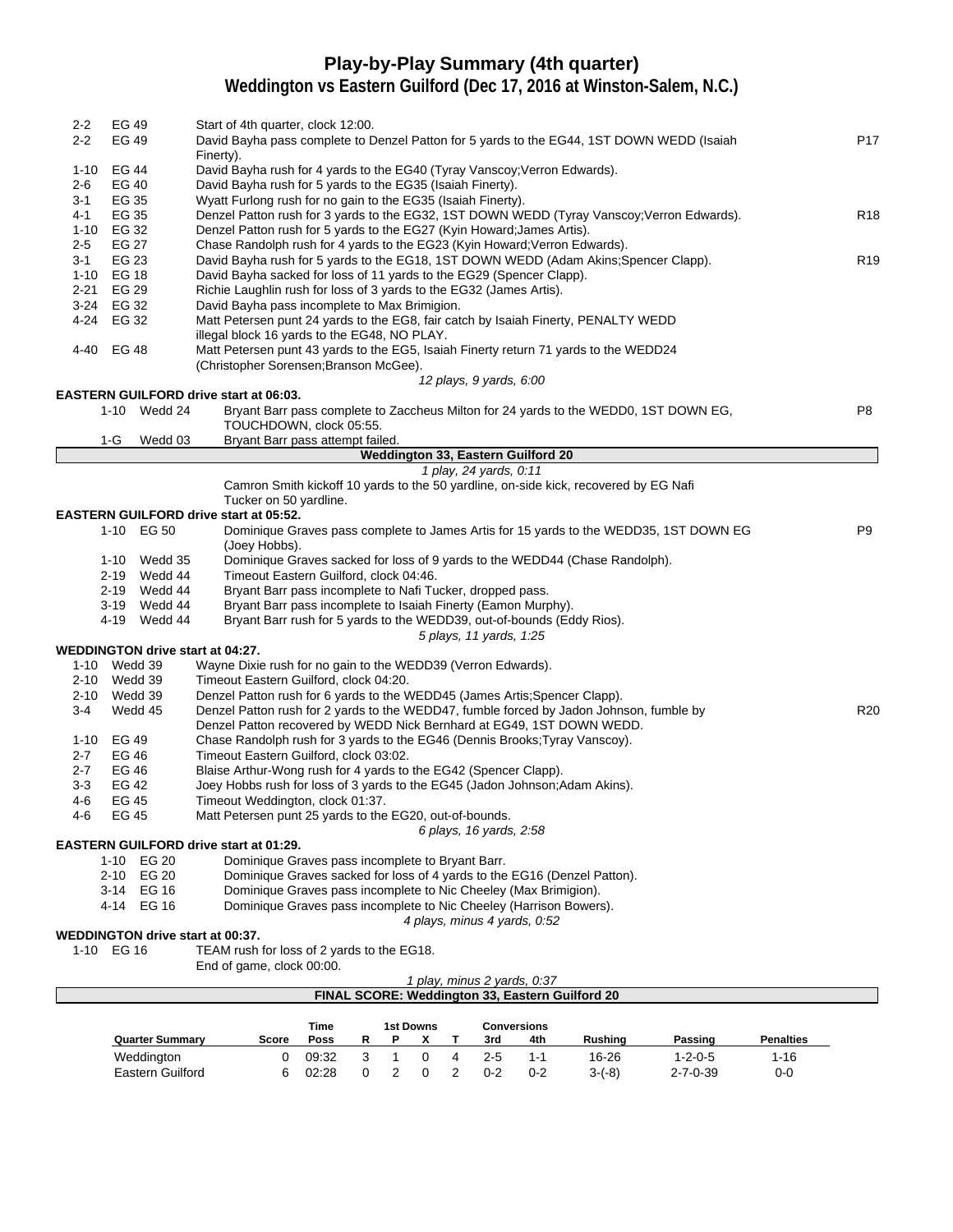# Play-by-Play Summary (4th quarter)

## Weddington vs Eastern Guilford (Dec 17, 2016 at Winston-Salem, N.C.)

| Down | Spot | Play | |
|---|---|---|---|
| 2-2 | EG 49 | Start of 4th quarter, clock 12:00. | |
| 2-2 | EG 49 | David Bayha pass complete to Denzel Patton for 5 yards to the EG44, 1ST DOWN WEDD (Isaiah Finerty). | P17 |
| 1-10 | EG 44 | David Bayha rush for 4 yards to the EG40 (Tyray Vanscoy;Verron Edwards). | |
| 2-6 | EG 40 | David Bayha rush for 5 yards to the EG35 (Isaiah Finerty). | |
| 3-1 | EG 35 | Wyatt Furlong rush for no gain to the EG35 (Isaiah Finerty). | |
| 4-1 | EG 35 | Denzel Patton rush for 3 yards to the EG32, 1ST DOWN WEDD (Tyray Vanscoy;Verron Edwards). | R18 |
| 1-10 | EG 32 | Denzel Patton rush for 5 yards to the EG27 (Kyin Howard;James Artis). | |
| 2-5 | EG 27 | Chase Randolph rush for 4 yards to the EG23 (Kyin Howard;Verron Edwards). | |
| 3-1 | EG 23 | David Bayha rush for 5 yards to the EG18, 1ST DOWN WEDD (Adam Akins;Spencer Clapp). | R19 |
| 1-10 | EG 18 | David Bayha sacked for loss of 11 yards to the EG29 (Spencer Clapp). | |
| 2-21 | EG 29 | Richie Laughlin rush for loss of 3 yards to the EG32 (James Artis). | |
| 3-24 | EG 32 | David Bayha pass incomplete to Max Brimigion. | |
| 4-24 | EG 32 | Matt Petersen punt 24 yards to the EG8, fair catch by Isaiah Finerty, PENALTY WEDD illegal block 16 yards to the EG48, NO PLAY. | |
| 4-40 | EG 48 | Matt Petersen punt 43 yards to the EG5, Isaiah Finerty return 71 yards to the WEDD24 (Christopher Sorensen;Branson McGee). | |

*12 plays, 9 yards, 6:00*

**EASTERN GUILFORD drive start at 06:03.**

| Down | Spot | Play | |
|---|---|---|---|
| 1-10 | Wedd 24 | Bryant Barr pass complete to Zaccheus Milton for 24 yards to the WEDD0, 1ST DOWN EG, TOUCHDOWN, clock 05:55. | P8 |
| 1-G | Wedd 03 | Bryant Barr pass attempt failed. | |

**Weddington 33, Eastern Guilford 20**

*1 play, 24 yards, 0:11*

Camron Smith kickoff 10 yards to the 50 yardline, on-side kick, recovered by EG Nafi Tucker on 50 yardline.

**EASTERN GUILFORD drive start at 05:52.**

| Down | Spot | Play | |
|---|---|---|---|
| 1-10 | EG 50 | Dominique Graves pass complete to James Artis for 15 yards to the WEDD35, 1ST DOWN EG (Joey Hobbs). | P9 |
| 1-10 | Wedd 35 | Dominique Graves sacked for loss of 9 yards to the WEDD44 (Chase Randolph). | |
| 2-19 | Wedd 44 | Timeout Eastern Guilford, clock 04:46. | |
| 2-19 | Wedd 44 | Bryant Barr pass incomplete to Nafi Tucker, dropped pass. | |
| 3-19 | Wedd 44 | Bryant Barr pass incomplete to Isaiah Finerty (Eamon Murphy). | |
| 4-19 | Wedd 44 | Bryant Barr rush for 5 yards to the WEDD39, out-of-bounds (Eddy Rios). | |

*5 plays, 11 yards, 1:25*

**WEDDINGTON drive start at 04:27.**

| Down | Spot | Play | |
|---|---|---|---|
| 1-10 | Wedd 39 | Wayne Dixie rush for no gain to the WEDD39 (Verron Edwards). | |
| 2-10 | Wedd 39 | Timeout Eastern Guilford, clock 04:20. | |
| 2-10 | Wedd 39 | Denzel Patton rush for 6 yards to the WEDD45 (James Artis;Spencer Clapp). | |
| 3-4 | Wedd 45 | Denzel Patton rush for 2 yards to the WEDD47, fumble forced by Jadon Johnson, fumble by Denzel Patton recovered by WEDD Nick Bernhard at EG49, 1ST DOWN WEDD. | R20 |
| 1-10 | EG 49 | Chase Randolph rush for 3 yards to the EG46 (Dennis Brooks;Tyray Vanscoy). | |
| 2-7 | EG 46 | Timeout Eastern Guilford, clock 03:02. | |
| 2-7 | EG 46 | Blaise Arthur-Wong rush for 4 yards to the EG42 (Spencer Clapp). | |
| 3-3 | EG 42 | Joey Hobbs rush for loss of 3 yards to the EG45 (Jadon Johnson;Adam Akins). | |
| 4-6 | EG 45 | Timeout Weddington, clock 01:37. | |
| 4-6 | EG 45 | Matt Petersen punt 25 yards to the EG20, out-of-bounds. | |

*6 plays, 16 yards, 2:58*

**EASTERN GUILFORD drive start at 01:29.**

| Down | Spot | Play |
|---|---|---|
| 1-10 | EG 20 | Dominique Graves pass incomplete to Bryant Barr. |
| 2-10 | EG 20 | Dominique Graves sacked for loss of 4 yards to the EG16 (Denzel Patton). |
| 3-14 | EG 16 | Dominique Graves pass incomplete to Nic Cheeley (Max Brimigion). |
| 4-14 | EG 16 | Dominique Graves pass incomplete to Nic Cheeley (Harrison Bowers). |

*4 plays, minus 4 yards, 0:52*

**WEDDINGTON drive start at 00:37.**

| Down | Spot | Play |
|---|---|---|
| 1-10 | EG 16 | TEAM rush for loss of 2 yards to the EG18. |
| | | End of game, clock 00:00. |

*1 play, minus 2 yards, 0:37*

**FINAL SCORE: Weddington 33, Eastern Guilford 20**

| Quarter Summary | Score | Time Poss | 1st Downs R | P | X | T | Conversions 3rd | 4th | Rushing | Passing | Penalties |
|---|---|---|---|---|---|---|---|---|---|---|---|
| Weddington | 0 | 09:32 | 3 | 1 | 0 | 4 | 2-5 | 1-1 | 16-26 | 1-2-0-5 | 1-16 |
| Eastern Guilford | 6 | 02:28 | 0 | 2 | 0 | 2 | 0-2 | 0-2 | 3-(-8) | 2-7-0-39 | 0-0 |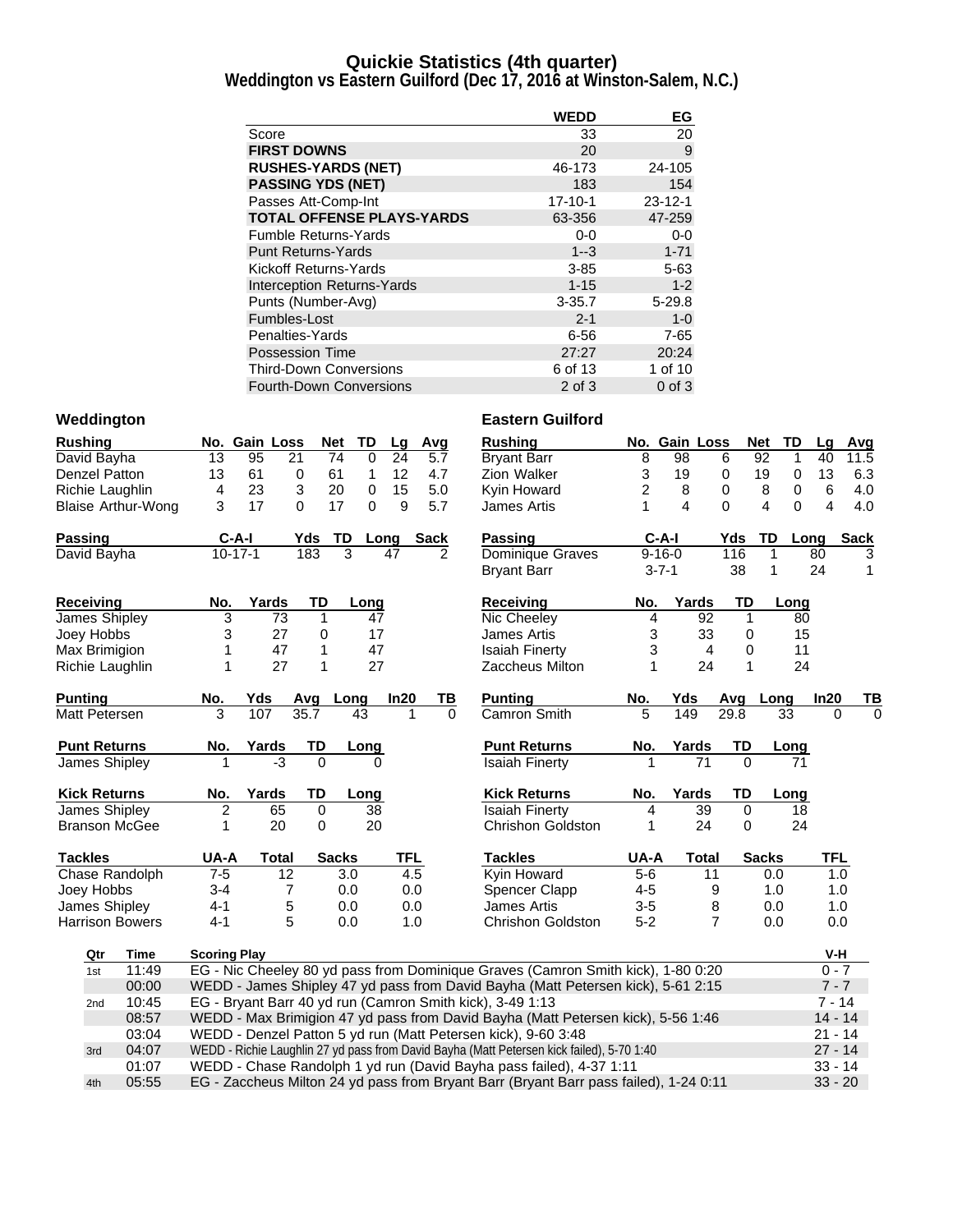# Quickie Statistics (4th quarter)
## Weddington vs Eastern Guilford (Dec 17, 2016 at Winston-Salem, N.C.)

| | WEDD | EG |
|---|---|---|
| Score | 33 | 20 |
| **FIRST DOWNS** | 20 | 9 |
| **RUSHES-YARDS (NET)** | 46-173 | 24-105 |
| **PASSING YDS (NET)** | 183 | 154 |
| Passes Att-Comp-Int | 17-10-1 | 23-12-1 |
| **TOTAL OFFENSE PLAYS-YARDS** | 63-356 | 47-259 |
| Fumble Returns-Yards | 0-0 | 0-0 |
| Punt Returns-Yards | 1--3 | 1-71 |
| Kickoff Returns-Yards | 3-85 | 5-63 |
| Interception Returns-Yards | 1-15 | 1-2 |
| Punts (Number-Avg) | 3-35.7 | 5-29.8 |
| Fumbles-Lost | 2-1 | 1-0 |
| Penalties-Yards | 6-56 | 7-65 |
| Possession Time | 27:27 | 20:24 |
| Third-Down Conversions | 6 of 13 | 1 of 10 |
| Fourth-Down Conversions | 2 of 3 | 0 of 3 |

### Weddington

| Rushing | No. | Gain | Loss | Net | TD | Lg | Avg |
|---|---|---|---|---|---|---|---|
| David Bayha | 13 | 95 | 21 | 74 | 0 | 24 | 5.7 |
| Denzel Patton | 13 | 61 | 0 | 61 | 1 | 12 | 4.7 |
| Richie Laughlin | 4 | 23 | 3 | 20 | 0 | 15 | 5.0 |
| Blaise Arthur-Wong | 3 | 17 | 0 | 17 | 0 | 9 | 5.7 |

| Passing | C-A-I | Yds | TD | Long | Sack |
|---|---|---|---|---|---|
| David Bayha | 10-17-1 | 183 | 3 | 47 | 2 |

| Receiving | No. | Yards | TD | Long |
|---|---|---|---|---|
| James Shipley | 3 | 73 | 1 | 47 |
| Joey Hobbs | 3 | 27 | 0 | 17 |
| Max Brimigion | 1 | 47 | 1 | 47 |
| Richie Laughlin | 1 | 27 | 1 | 27 |

| Punting | No. | Yds | Avg | Long | In20 | TB |
|---|---|---|---|---|---|---|
| Matt Petersen | 3 | 107 | 35.7 | 43 | 1 | 0 |

| Punt Returns | No. | Yards | TD | Long |
|---|---|---|---|---|
| James Shipley | 1 | -3 | 0 | 0 |

| Kick Returns | No. | Yards | TD | Long |
|---|---|---|---|---|
| James Shipley | 2 | 65 | 0 | 38 |
| Branson McGee | 1 | 20 | 0 | 20 |

| Tackles | UA-A | Total | Sacks | TFL |
|---|---|---|---|---|
| Chase Randolph | 7-5 | 12 | 3.0 | 4.5 |
| Joey Hobbs | 3-4 | 7 | 0.0 | 0.0 |
| James Shipley | 4-1 | 5 | 0.0 | 0.0 |
| Harrison Bowers | 4-1 | 5 | 0.0 | 1.0 |

### Eastern Guilford

| Rushing | No. | Gain | Loss | Net | TD | Lg | Avg |
|---|---|---|---|---|---|---|---|
| Bryant Barr | 8 | 98 | 6 | 92 | 1 | 40 | 11.5 |
| Zion Walker | 3 | 19 | 0 | 19 | 0 | 13 | 6.3 |
| Kyin Howard | 2 | 8 | 0 | 8 | 0 | 6 | 4.0 |
| James Artis | 1 | 4 | 0 | 4 | 0 | 4 | 4.0 |

| Passing | C-A-I | Yds | TD | Long | Sack |
|---|---|---|---|---|---|
| Dominique Graves | 9-16-0 | 116 | 1 | 80 | 3 |
| Bryant Barr | 3-7-1 | 38 | 1 | 24 | 1 |

| Receiving | No. | Yards | TD | Long |
|---|---|---|---|---|
| Nic Cheeley | 4 | 92 | 1 | 80 |
| James Artis | 3 | 33 | 0 | 15 |
| Isaiah Finerty | 3 | 4 | 0 | 11 |
| Zaccheus Milton | 1 | 24 | 1 | 24 |

| Punting | No. | Yds | Avg | Long | In20 | TB |
|---|---|---|---|---|---|---|
| Camron Smith | 5 | 149 | 29.8 | 33 | 0 | 0 |

| Punt Returns | No. | Yards | TD | Long |
|---|---|---|---|---|
| Isaiah Finerty | 1 | 71 | 0 | 71 |

| Kick Returns | No. | Yards | TD | Long |
|---|---|---|---|---|
| Isaiah Finerty | 4 | 39 | 0 | 18 |
| Chrishon Goldston | 1 | 24 | 0 | 24 |

| Tackles | UA-A | Total | Sacks | TFL |
|---|---|---|---|---|
| Kyin Howard | 5-6 | 11 | 0.0 | 1.0 |
| Spencer Clapp | 4-5 | 9 | 1.0 | 1.0 |
| James Artis | 3-5 | 8 | 0.0 | 1.0 |
| Chrishon Goldston | 5-2 | 7 | 0.0 | 0.0 |

| Qtr | Time | Scoring Play | V-H |
|---|---|---|---|
| 1st | 11:49 | EG - Nic Cheeley 80 yd pass from Dominique Graves (Camron Smith kick), 1-80 0:20 | 0 - 7 |
| | 00:00 | WEDD - James Shipley 47 yd pass from David Bayha (Matt Petersen kick), 5-61 2:15 | 7 - 7 |
| 2nd | 10:45 | EG - Bryant Barr 40 yd run (Camron Smith kick), 3-49 1:13 | 7 - 14 |
| | 08:57 | WEDD - Max Brimigion 47 yd pass from David Bayha (Matt Petersen kick), 5-56 1:46 | 14 - 14 |
| | 03:04 | WEDD - Denzel Patton 5 yd run (Matt Petersen kick), 9-60 3:48 | 21 - 14 |
| 3rd | 04:07 | WEDD - Richie Laughlin 27 yd pass from David Bayha (Matt Petersen kick failed), 5-70 1:40 | 27 - 14 |
| | 01:07 | WEDD - Chase Randolph 1 yd run (David Bayha pass failed), 4-37 1:11 | 33 - 14 |
| 4th | 05:55 | EG - Zaccheus Milton 24 yd pass from Bryant Barr (Bryant Barr pass failed), 1-24 0:11 | 33 - 20 |